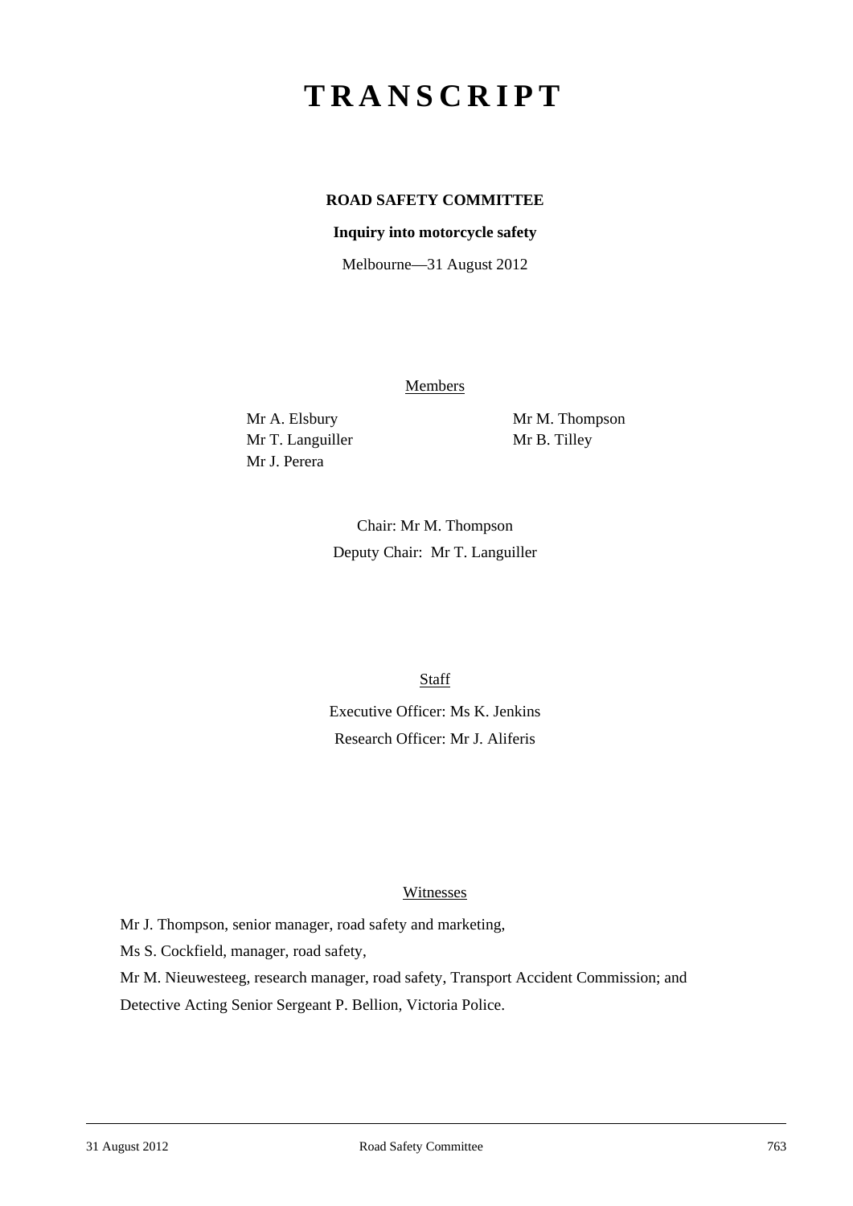# TRANSCRIPT

**ROAD SAFETY COMMITTEE**

**Inquiry into motorcycle safety**

Melbourne—31 August 2012

Members

Mr A. Elsbury
Mr T. Languiller
Mr J. Perera
Mr M. Thompson
Mr B. Tilley

Chair: Mr M. Thompson
Deputy Chair: Mr T. Languiller

Staff

Executive Officer: Ms K. Jenkins
Research Officer: Mr J. Aliferis

Witnesses

Mr J. Thompson, senior manager, road safety and marketing,

Ms S. Cockfield, manager, road safety,

Mr M. Nieuwesteeg, research manager, road safety, Transport Accident Commission; and

Detective Acting Senior Sergeant P. Bellion, Victoria Police.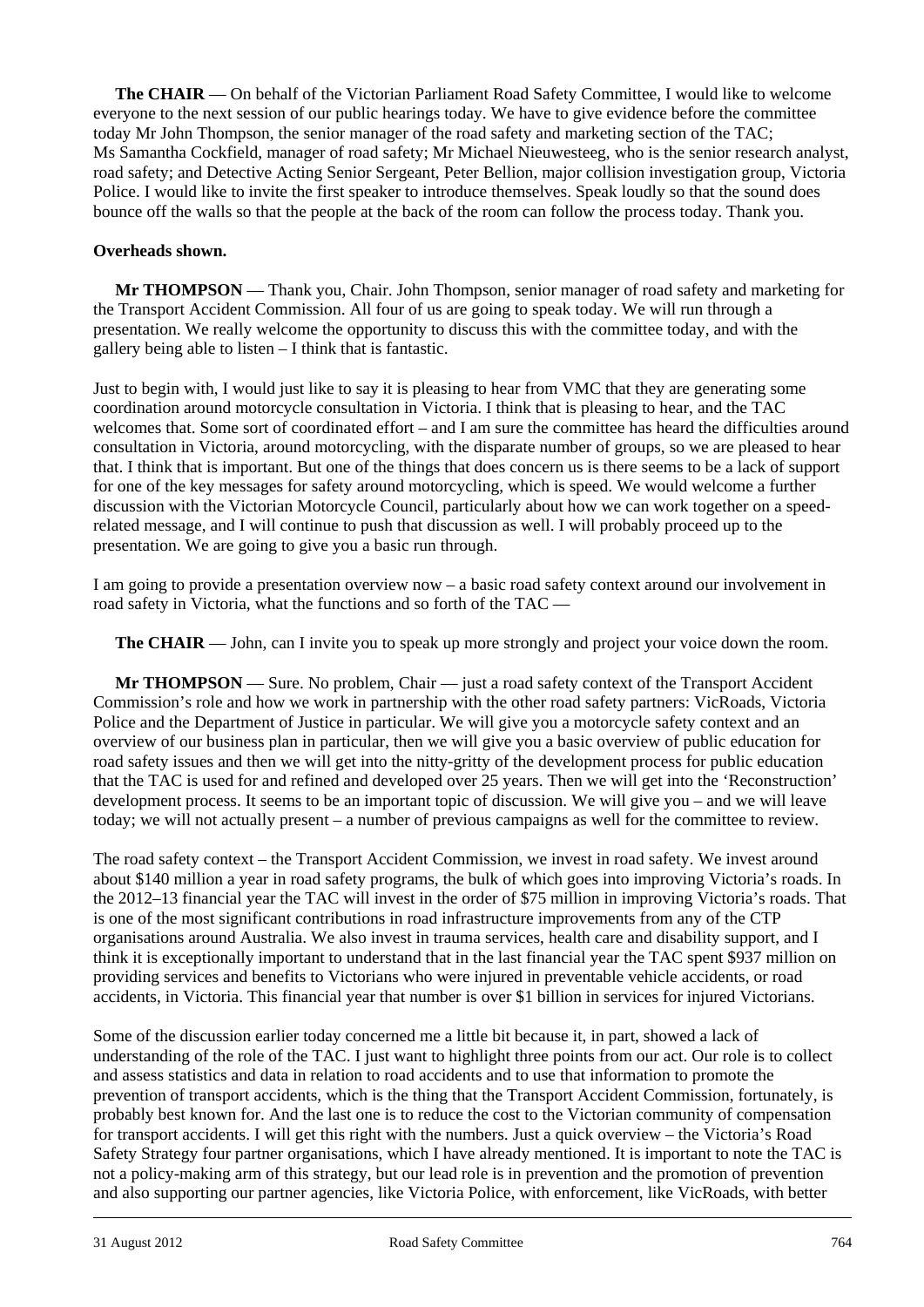**The CHAIR** — On behalf of the Victorian Parliament Road Safety Committee, I would like to welcome everyone to the next session of our public hearings today. We have to give evidence before the committee today Mr John Thompson, the senior manager of the road safety and marketing section of the TAC; Ms Samantha Cockfield, manager of road safety; Mr Michael Nieuwesteeg, who is the senior research analyst, road safety; and Detective Acting Senior Sergeant, Peter Bellion, major collision investigation group, Victoria Police. I would like to invite the first speaker to introduce themselves. Speak loudly so that the sound does bounce off the walls so that the people at the back of the room can follow the process today. Thank you.

**Overheads shown.**

**Mr THOMPSON** — Thank you, Chair. John Thompson, senior manager of road safety and marketing for the Transport Accident Commission. All four of us are going to speak today. We will run through a presentation. We really welcome the opportunity to discuss this with the committee today, and with the gallery being able to listen – I think that is fantastic.

Just to begin with, I would just like to say it is pleasing to hear from VMC that they are generating some coordination around motorcycle consultation in Victoria. I think that is pleasing to hear, and the TAC welcomes that. Some sort of coordinated effort – and I am sure the committee has heard the difficulties around consultation in Victoria, around motorcycling, with the disparate number of groups, so we are pleased to hear that. I think that is important. But one of the things that does concern us is there seems to be a lack of support for one of the key messages for safety around motorcycling, which is speed. We would welcome a further discussion with the Victorian Motorcycle Council, particularly about how we can work together on a speed-related message, and I will continue to push that discussion as well. I will probably proceed up to the presentation. We are going to give you a basic run through.

I am going to provide a presentation overview now – a basic road safety context around our involvement in road safety in Victoria, what the functions and so forth of the TAC —

**The CHAIR** — John, can I invite you to speak up more strongly and project your voice down the room.

**Mr THOMPSON** — Sure. No problem, Chair — just a road safety context of the Transport Accident Commission's role and how we work in partnership with the other road safety partners: VicRoads, Victoria Police and the Department of Justice in particular. We will give you a motorcycle safety context and an overview of our business plan in particular, then we will give you a basic overview of public education for road safety issues and then we will get into the nitty-gritty of the development process for public education that the TAC is used for and refined and developed over 25 years. Then we will get into the 'Reconstruction' development process. It seems to be an important topic of discussion. We will give you – and we will leave today; we will not actually present – a number of previous campaigns as well for the committee to review.

The road safety context – the Transport Accident Commission, we invest in road safety. We invest around about $140 million a year in road safety programs, the bulk of which goes into improving Victoria's roads. In the 2012–13 financial year the TAC will invest in the order of $75 million in improving Victoria's roads. That is one of the most significant contributions in road infrastructure improvements from any of the CTP organisations around Australia. We also invest in trauma services, health care and disability support, and I think it is exceptionally important to understand that in the last financial year the TAC spent $937 million on providing services and benefits to Victorians who were injured in preventable vehicle accidents, or road accidents, in Victoria. This financial year that number is over $1 billion in services for injured Victorians.

Some of the discussion earlier today concerned me a little bit because it, in part, showed a lack of understanding of the role of the TAC. I just want to highlight three points from our act. Our role is to collect and assess statistics and data in relation to road accidents and to use that information to promote the prevention of transport accidents, which is the thing that the Transport Accident Commission, fortunately, is probably best known for. And the last one is to reduce the cost to the Victorian community of compensation for transport accidents. I will get this right with the numbers. Just a quick overview – the Victoria's Road Safety Strategy four partner organisations, which I have already mentioned. It is important to note the TAC is not a policy-making arm of this strategy, but our lead role is in prevention and the promotion of prevention and also supporting our partner agencies, like Victoria Police, with enforcement, like VicRoads, with better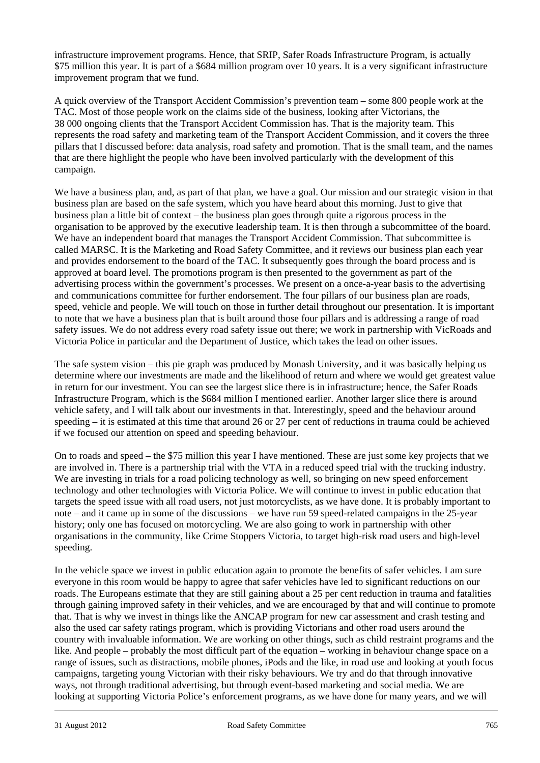infrastructure improvement programs. Hence, that SRIP, Safer Roads Infrastructure Program, is actually $75 million this year. It is part of a $684 million program over 10 years. It is a very significant infrastructure improvement program that we fund.

A quick overview of the Transport Accident Commission's prevention team – some 800 people work at the TAC. Most of those people work on the claims side of the business, looking after Victorians, the 38 000 ongoing clients that the Transport Accident Commission has. That is the majority team. This represents the road safety and marketing team of the Transport Accident Commission, and it covers the three pillars that I discussed before: data analysis, road safety and promotion. That is the small team, and the names that are there highlight the people who have been involved particularly with the development of this campaign.

We have a business plan, and, as part of that plan, we have a goal. Our mission and our strategic vision in that business plan are based on the safe system, which you have heard about this morning. Just to give that business plan a little bit of context – the business plan goes through quite a rigorous process in the organisation to be approved by the executive leadership team. It is then through a subcommittee of the board. We have an independent board that manages the Transport Accident Commission. That subcommittee is called MARSC. It is the Marketing and Road Safety Committee, and it reviews our business plan each year and provides endorsement to the board of the TAC. It subsequently goes through the board process and is approved at board level. The promotions program is then presented to the government as part of the advertising process within the government's processes. We present on a once-a-year basis to the advertising and communications committee for further endorsement. The four pillars of our business plan are roads, speed, vehicle and people. We will touch on those in further detail throughout our presentation. It is important to note that we have a business plan that is built around those four pillars and is addressing a range of road safety issues. We do not address every road safety issue out there; we work in partnership with VicRoads and Victoria Police in particular and the Department of Justice, which takes the lead on other issues.

The safe system vision – this pie graph was produced by Monash University, and it was basically helping us determine where our investments are made and the likelihood of return and where we would get greatest value in return for our investment. You can see the largest slice there is in infrastructure; hence, the Safer Roads Infrastructure Program, which is the $684 million I mentioned earlier. Another larger slice there is around vehicle safety, and I will talk about our investments in that. Interestingly, speed and the behaviour around speeding – it is estimated at this time that around 26 or 27 per cent of reductions in trauma could be achieved if we focused our attention on speed and speeding behaviour.

On to roads and speed – the $75 million this year I have mentioned. These are just some key projects that we are involved in. There is a partnership trial with the VTA in a reduced speed trial with the trucking industry. We are investing in trials for a road policing technology as well, so bringing on new speed enforcement technology and other technologies with Victoria Police. We will continue to invest in public education that targets the speed issue with all road users, not just motorcyclists, as we have done. It is probably important to note – and it came up in some of the discussions – we have run 59 speed-related campaigns in the 25-year history; only one has focused on motorcycling. We are also going to work in partnership with other organisations in the community, like Crime Stoppers Victoria, to target high-risk road users and high-level speeding.

In the vehicle space we invest in public education again to promote the benefits of safer vehicles. I am sure everyone in this room would be happy to agree that safer vehicles have led to significant reductions on our roads. The Europeans estimate that they are still gaining about a 25 per cent reduction in trauma and fatalities through gaining improved safety in their vehicles, and we are encouraged by that and will continue to promote that. That is why we invest in things like the ANCAP program for new car assessment and crash testing and also the used car safety ratings program, which is providing Victorians and other road users around the country with invaluable information. We are working on other things, such as child restraint programs and the like. And people – probably the most difficult part of the equation – working in behaviour change space on a range of issues, such as distractions, mobile phones, iPods and the like, in road use and looking at youth focus campaigns, targeting young Victorian with their risky behaviours. We try and do that through innovative ways, not through traditional advertising, but through event-based marketing and social media. We are looking at supporting Victoria Police's enforcement programs, as we have done for many years, and we will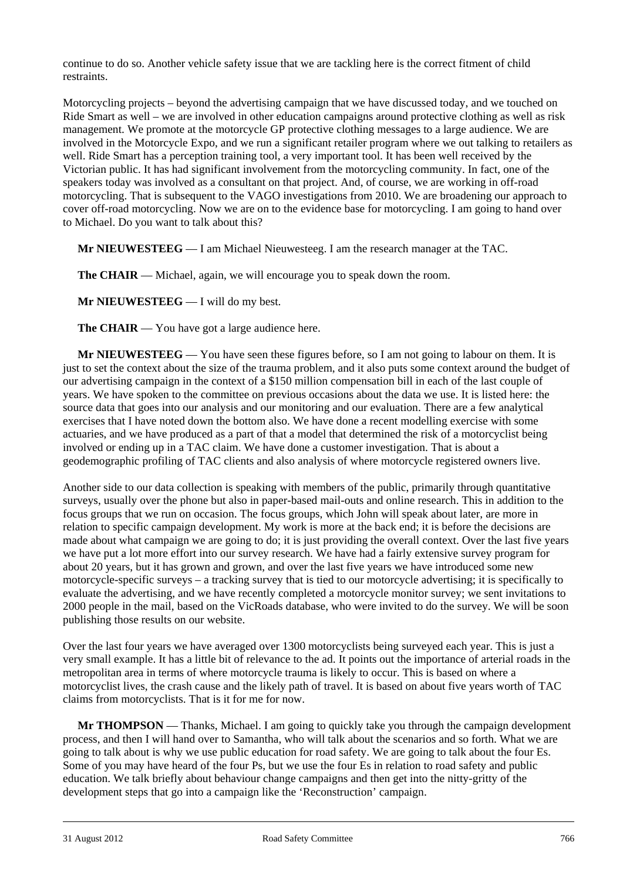continue to do so. Another vehicle safety issue that we are tackling here is the correct fitment of child restraints.

Motorcycling projects – beyond the advertising campaign that we have discussed today, and we touched on Ride Smart as well – we are involved in other education campaigns around protective clothing as well as risk management. We promote at the motorcycle GP protective clothing messages to a large audience. We are involved in the Motorcycle Expo, and we run a significant retailer program where we out talking to retailers as well. Ride Smart has a perception training tool, a very important tool. It has been well received by the Victorian public. It has had significant involvement from the motorcycling community. In fact, one of the speakers today was involved as a consultant on that project. And, of course, we are working in off-road motorcycling. That is subsequent to the VAGO investigations from 2010. We are broadening our approach to cover off-road motorcycling. Now we are on to the evidence base for motorcycling. I am going to hand over to Michael. Do you want to talk about this?

**Mr NIEUWESTEEG** — I am Michael Nieuwesteeg. I am the research manager at the TAC.

**The CHAIR** — Michael, again, we will encourage you to speak down the room.

**Mr NIEUWESTEEG** — I will do my best.

**The CHAIR** — You have got a large audience here.

**Mr NIEUWESTEEG** — You have seen these figures before, so I am not going to labour on them. It is just to set the context about the size of the trauma problem, and it also puts some context around the budget of our advertising campaign in the context of a $150 million compensation bill in each of the last couple of years. We have spoken to the committee on previous occasions about the data we use. It is listed here: the source data that goes into our analysis and our monitoring and our evaluation. There are a few analytical exercises that I have noted down the bottom also. We have done a recent modelling exercise with some actuaries, and we have produced as a part of that a model that determined the risk of a motorcyclist being involved or ending up in a TAC claim. We have done a customer investigation. That is about a geodemographic profiling of TAC clients and also analysis of where motorcycle registered owners live.

Another side to our data collection is speaking with members of the public, primarily through quantitative surveys, usually over the phone but also in paper-based mail-outs and online research. This in addition to the focus groups that we run on occasion. The focus groups, which John will speak about later, are more in relation to specific campaign development. My work is more at the back end; it is before the decisions are made about what campaign we are going to do; it is just providing the overall context. Over the last five years we have put a lot more effort into our survey research. We have had a fairly extensive survey program for about 20 years, but it has grown and grown, and over the last five years we have introduced some new motorcycle-specific surveys – a tracking survey that is tied to our motorcycle advertising; it is specifically to evaluate the advertising, and we have recently completed a motorcycle monitor survey; we sent invitations to 2000 people in the mail, based on the VicRoads database, who were invited to do the survey. We will be soon publishing those results on our website.

Over the last four years we have averaged over 1300 motorcyclists being surveyed each year. This is just a very small example. It has a little bit of relevance to the ad. It points out the importance of arterial roads in the metropolitan area in terms of where motorcycle trauma is likely to occur. This is based on where a motorcyclist lives, the crash cause and the likely path of travel. It is based on about five years worth of TAC claims from motorcyclists. That is it for me for now.

**Mr THOMPSON** — Thanks, Michael. I am going to quickly take you through the campaign development process, and then I will hand over to Samantha, who will talk about the scenarios and so forth. What we are going to talk about is why we use public education for road safety. We are going to talk about the four Es. Some of you may have heard of the four Ps, but we use the four Es in relation to road safety and public education. We talk briefly about behaviour change campaigns and then get into the nitty-gritty of the development steps that go into a campaign like the 'Reconstruction' campaign.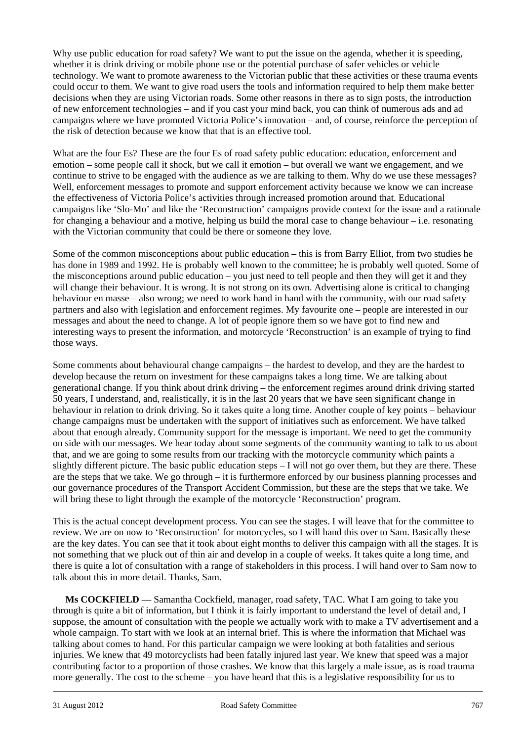Why use public education for road safety? We want to put the issue on the agenda, whether it is speeding, whether it is drink driving or mobile phone use or the potential purchase of safer vehicles or vehicle technology. We want to promote awareness to the Victorian public that these activities or these trauma events could occur to them. We want to give road users the tools and information required to help them make better decisions when they are using Victorian roads. Some other reasons in there as to sign posts, the introduction of new enforcement technologies – and if you cast your mind back, you can think of numerous ads and ad campaigns where we have promoted Victoria Police's innovation – and, of course, reinforce the perception of the risk of detection because we know that that is an effective tool.

What are the four Es? These are the four Es of road safety public education: education, enforcement and emotion – some people call it shock, but we call it emotion – but overall we want we engagement, and we continue to strive to be engaged with the audience as we are talking to them. Why do we use these messages? Well, enforcement messages to promote and support enforcement activity because we know we can increase the effectiveness of Victoria Police's activities through increased promotion around that. Educational campaigns like 'Slo-Mo' and like the 'Reconstruction' campaigns provide context for the issue and a rationale for changing a behaviour and a motive, helping us build the moral case to change behaviour – i.e. resonating with the Victorian community that could be there or someone they love.

Some of the common misconceptions about public education – this is from Barry Elliot, from two studies he has done in 1989 and 1992. He is probably well known to the committee; he is probably well quoted. Some of the misconceptions around public education – you just need to tell people and then they will get it and they will change their behaviour. It is wrong. It is not strong on its own. Advertising alone is critical to changing behaviour en masse – also wrong; we need to work hand in hand with the community, with our road safety partners and also with legislation and enforcement regimes. My favourite one – people are interested in our messages and about the need to change. A lot of people ignore them so we have got to find new and interesting ways to present the information, and motorcycle 'Reconstruction' is an example of trying to find those ways.

Some comments about behavioural change campaigns – the hardest to develop, and they are the hardest to develop because the return on investment for these campaigns takes a long time. We are talking about generational change. If you think about drink driving – the enforcement regimes around drink driving started 50 years, I understand, and, realistically, it is in the last 20 years that we have seen significant change in behaviour in relation to drink driving. So it takes quite a long time. Another couple of key points – behaviour change campaigns must be undertaken with the support of initiatives such as enforcement. We have talked about that enough already. Community support for the message is important. We need to get the community on side with our messages. We hear today about some segments of the community wanting to talk to us about that, and we are going to some results from our tracking with the motorcycle community which paints a slightly different picture. The basic public education steps – I will not go over them, but they are there. These are the steps that we take. We go through – it is furthermore enforced by our business planning processes and our governance procedures of the Transport Accident Commission, but these are the steps that we take. We will bring these to light through the example of the motorcycle 'Reconstruction' program.

This is the actual concept development process. You can see the stages. I will leave that for the committee to review. We are on now to 'Reconstruction' for motorcycles, so I will hand this over to Sam. Basically these are the key dates. You can see that it took about eight months to deliver this campaign with all the stages. It is not something that we pluck out of thin air and develop in a couple of weeks. It takes quite a long time, and there is quite a lot of consultation with a range of stakeholders in this process. I will hand over to Sam now to talk about this in more detail. Thanks, Sam.

**Ms COCKFIELD** — Samantha Cockfield, manager, road safety, TAC. What I am going to take you through is quite a bit of information, but I think it is fairly important to understand the level of detail and, I suppose, the amount of consultation with the people we actually work with to make a TV advertisement and a whole campaign. To start with we look at an internal brief. This is where the information that Michael was talking about comes to hand. For this particular campaign we were looking at both fatalities and serious injuries. We knew that 49 motorcyclists had been fatally injured last year. We knew that speed was a major contributing factor to a proportion of those crashes. We know that this largely a male issue, as is road trauma more generally. The cost to the scheme – you have heard that this is a legislative responsibility for us to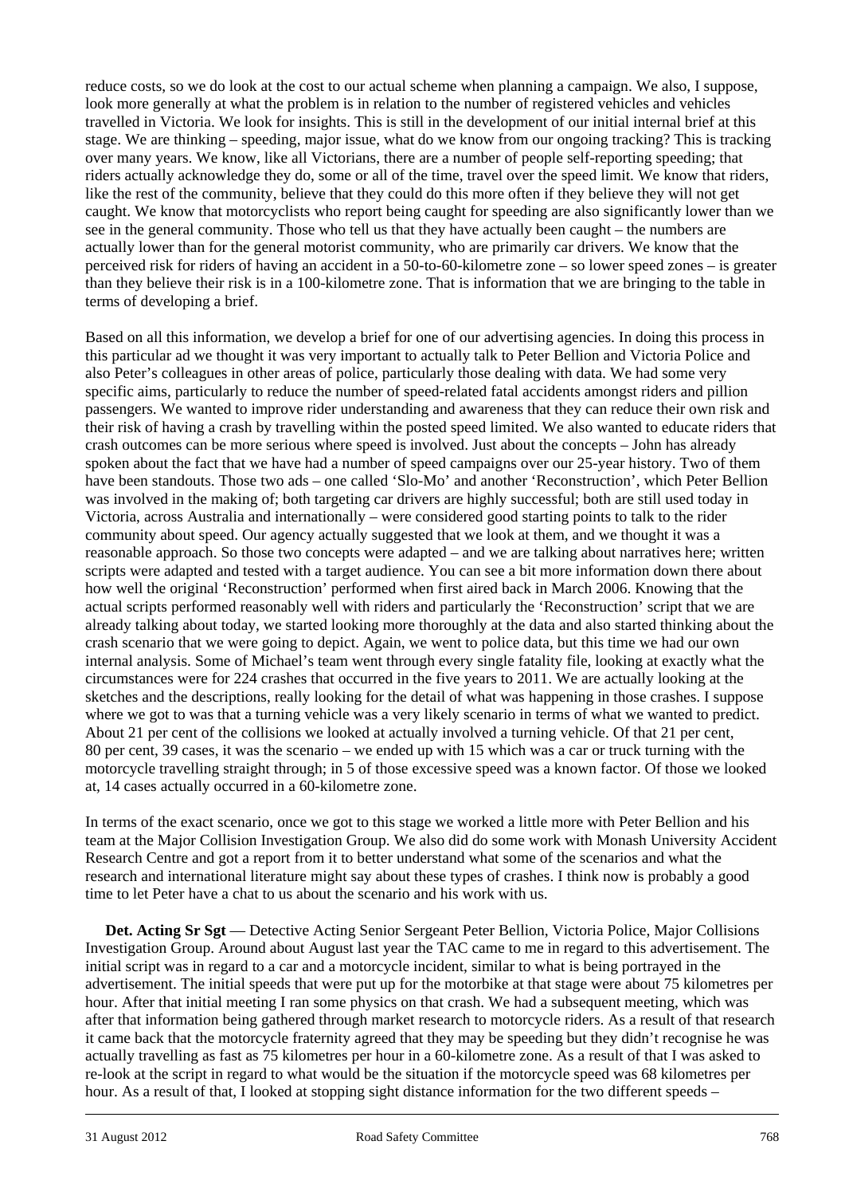reduce costs, so we do look at the cost to our actual scheme when planning a campaign. We also, I suppose, look more generally at what the problem is in relation to the number of registered vehicles and vehicles travelled in Victoria. We look for insights. This is still in the development of our initial internal brief at this stage. We are thinking – speeding, major issue, what do we know from our ongoing tracking? This is tracking over many years. We know, like all Victorians, there are a number of people self-reporting speeding; that riders actually acknowledge they do, some or all of the time, travel over the speed limit. We know that riders, like the rest of the community, believe that they could do this more often if they believe they will not get caught. We know that motorcyclists who report being caught for speeding are also significantly lower than we see in the general community. Those who tell us that they have actually been caught – the numbers are actually lower than for the general motorist community, who are primarily car drivers. We know that the perceived risk for riders of having an accident in a 50-to-60-kilometre zone – so lower speed zones – is greater than they believe their risk is in a 100-kilometre zone. That is information that we are bringing to the table in terms of developing a brief.

Based on all this information, we develop a brief for one of our advertising agencies. In doing this process in this particular ad we thought it was very important to actually talk to Peter Bellion and Victoria Police and also Peter's colleagues in other areas of police, particularly those dealing with data. We had some very specific aims, particularly to reduce the number of speed-related fatal accidents amongst riders and pillion passengers. We wanted to improve rider understanding and awareness that they can reduce their own risk and their risk of having a crash by travelling within the posted speed limited. We also wanted to educate riders that crash outcomes can be more serious where speed is involved. Just about the concepts – John has already spoken about the fact that we have had a number of speed campaigns over our 25-year history. Two of them have been standouts. Those two ads – one called 'Slo-Mo' and another 'Reconstruction', which Peter Bellion was involved in the making of; both targeting car drivers are highly successful; both are still used today in Victoria, across Australia and internationally – were considered good starting points to talk to the rider community about speed. Our agency actually suggested that we look at them, and we thought it was a reasonable approach. So those two concepts were adapted – and we are talking about narratives here; written scripts were adapted and tested with a target audience. You can see a bit more information down there about how well the original 'Reconstruction' performed when first aired back in March 2006. Knowing that the actual scripts performed reasonably well with riders and particularly the 'Reconstruction' script that we are already talking about today, we started looking more thoroughly at the data and also started thinking about the crash scenario that we were going to depict. Again, we went to police data, but this time we had our own internal analysis. Some of Michael's team went through every single fatality file, looking at exactly what the circumstances were for 224 crashes that occurred in the five years to 2011. We are actually looking at the sketches and the descriptions, really looking for the detail of what was happening in those crashes. I suppose where we got to was that a turning vehicle was a very likely scenario in terms of what we wanted to predict. About 21 per cent of the collisions we looked at actually involved a turning vehicle. Of that 21 per cent, 80 per cent, 39 cases, it was the scenario – we ended up with 15 which was a car or truck turning with the motorcycle travelling straight through; in 5 of those excessive speed was a known factor. Of those we looked at, 14 cases actually occurred in a 60-kilometre zone.

In terms of the exact scenario, once we got to this stage we worked a little more with Peter Bellion and his team at the Major Collision Investigation Group. We also did do some work with Monash University Accident Research Centre and got a report from it to better understand what some of the scenarios and what the research and international literature might say about these types of crashes. I think now is probably a good time to let Peter have a chat to us about the scenario and his work with us.

**Det. Acting Sr Sgt** — Detective Acting Senior Sergeant Peter Bellion, Victoria Police, Major Collisions Investigation Group. Around about August last year the TAC came to me in regard to this advertisement. The initial script was in regard to a car and a motorcycle incident, similar to what is being portrayed in the advertisement. The initial speeds that were put up for the motorbike at that stage were about 75 kilometres per hour. After that initial meeting I ran some physics on that crash. We had a subsequent meeting, which was after that information being gathered through market research to motorcycle riders. As a result of that research it came back that the motorcycle fraternity agreed that they may be speeding but they didn't recognise he was actually travelling as fast as 75 kilometres per hour in a 60-kilometre zone. As a result of that I was asked to re-look at the script in regard to what would be the situation if the motorcycle speed was 68 kilometres per hour. As a result of that, I looked at stopping sight distance information for the two different speeds –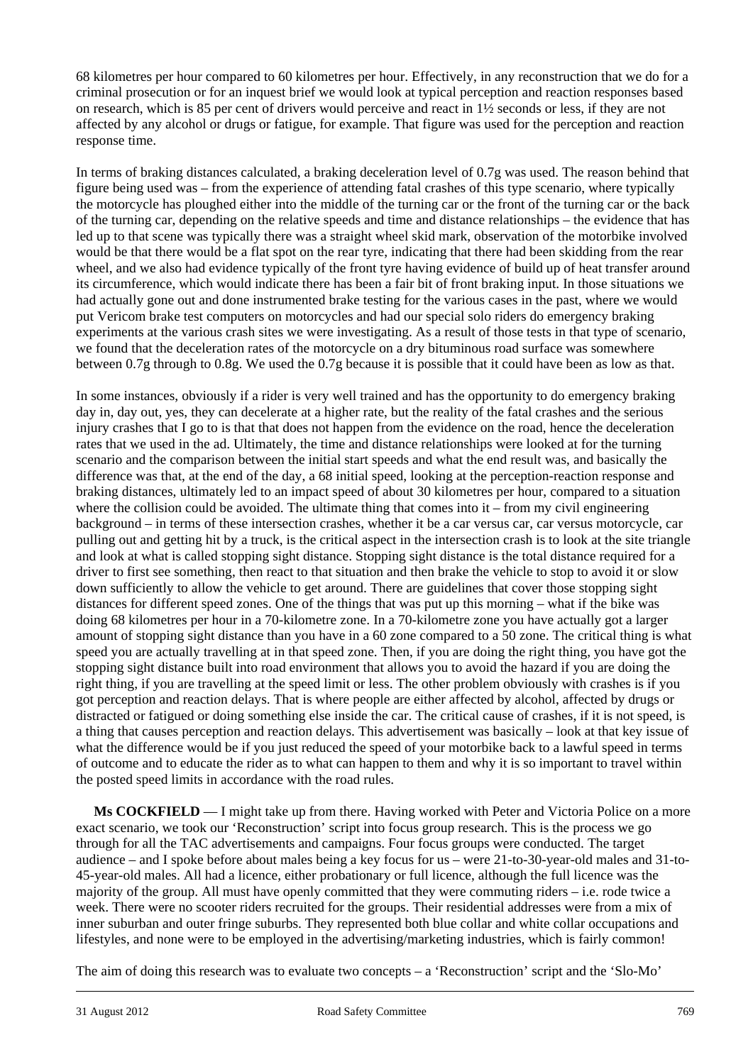68 kilometres per hour compared to 60 kilometres per hour. Effectively, in any reconstruction that we do for a criminal prosecution or for an inquest brief we would look at typical perception and reaction responses based on research, which is 85 per cent of drivers would perceive and react in 1½ seconds or less, if they are not affected by any alcohol or drugs or fatigue, for example. That figure was used for the perception and reaction response time.

In terms of braking distances calculated, a braking deceleration level of 0.7g was used. The reason behind that figure being used was – from the experience of attending fatal crashes of this type scenario, where typically the motorcycle has ploughed either into the middle of the turning car or the front of the turning car or the back of the turning car, depending on the relative speeds and time and distance relationships – the evidence that has led up to that scene was typically there was a straight wheel skid mark, observation of the motorbike involved would be that there would be a flat spot on the rear tyre, indicating that there had been skidding from the rear wheel, and we also had evidence typically of the front tyre having evidence of build up of heat transfer around its circumference, which would indicate there has been a fair bit of front braking input. In those situations we had actually gone out and done instrumented brake testing for the various cases in the past, where we would put Vericom brake test computers on motorcycles and had our special solo riders do emergency braking experiments at the various crash sites we were investigating. As a result of those tests in that type of scenario, we found that the deceleration rates of the motorcycle on a dry bituminous road surface was somewhere between 0.7g through to 0.8g. We used the 0.7g because it is possible that it could have been as low as that.

In some instances, obviously if a rider is very well trained and has the opportunity to do emergency braking day in, day out, yes, they can decelerate at a higher rate, but the reality of the fatal crashes and the serious injury crashes that I go to is that that does not happen from the evidence on the road, hence the deceleration rates that we used in the ad. Ultimately, the time and distance relationships were looked at for the turning scenario and the comparison between the initial start speeds and what the end result was, and basically the difference was that, at the end of the day, a 68 initial speed, looking at the perception-reaction response and braking distances, ultimately led to an impact speed of about 30 kilometres per hour, compared to a situation where the collision could be avoided. The ultimate thing that comes into it – from my civil engineering background – in terms of these intersection crashes, whether it be a car versus car, car versus motorcycle, car pulling out and getting hit by a truck, is the critical aspect in the intersection crash is to look at the site triangle and look at what is called stopping sight distance. Stopping sight distance is the total distance required for a driver to first see something, then react to that situation and then brake the vehicle to stop to avoid it or slow down sufficiently to allow the vehicle to get around. There are guidelines that cover those stopping sight distances for different speed zones. One of the things that was put up this morning – what if the bike was doing 68 kilometres per hour in a 70-kilometre zone. In a 70-kilometre zone you have actually got a larger amount of stopping sight distance than you have in a 60 zone compared to a 50 zone. The critical thing is what speed you are actually travelling at in that speed zone. Then, if you are doing the right thing, you have got the stopping sight distance built into road environment that allows you to avoid the hazard if you are doing the right thing, if you are travelling at the speed limit or less. The other problem obviously with crashes is if you got perception and reaction delays. That is where people are either affected by alcohol, affected by drugs or distracted or fatigued or doing something else inside the car. The critical cause of crashes, if it is not speed, is a thing that causes perception and reaction delays. This advertisement was basically – look at that key issue of what the difference would be if you just reduced the speed of your motorbike back to a lawful speed in terms of outcome and to educate the rider as to what can happen to them and why it is so important to travel within the posted speed limits in accordance with the road rules.

**Ms COCKFIELD** — I might take up from there. Having worked with Peter and Victoria Police on a more exact scenario, we took our 'Reconstruction' script into focus group research. This is the process we go through for all the TAC advertisements and campaigns. Four focus groups were conducted. The target audience – and I spoke before about males being a key focus for us – were 21-to-30-year-old males and 31-to-45-year-old males. All had a licence, either probationary or full licence, although the full licence was the majority of the group. All must have openly committed that they were commuting riders – i.e. rode twice a week. There were no scooter riders recruited for the groups. Their residential addresses were from a mix of inner suburban and outer fringe suburbs. They represented both blue collar and white collar occupations and lifestyles, and none were to be employed in the advertising/marketing industries, which is fairly common!

The aim of doing this research was to evaluate two concepts – a 'Reconstruction' script and the 'Slo-Mo'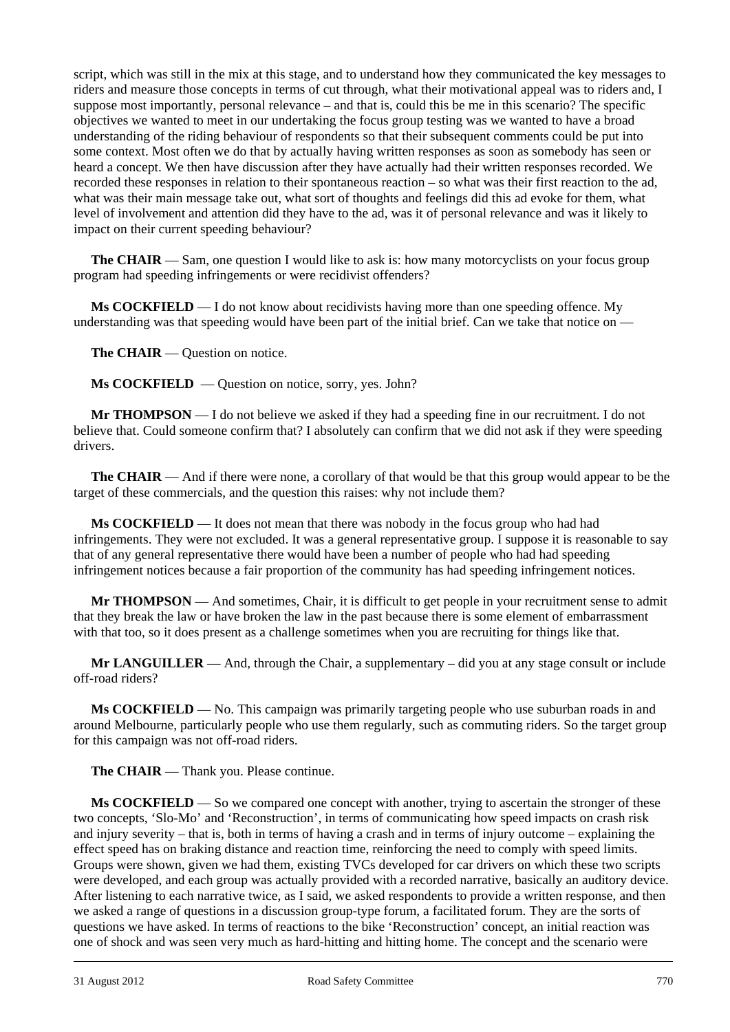script, which was still in the mix at this stage, and to understand how they communicated the key messages to riders and measure those concepts in terms of cut through, what their motivational appeal was to riders and, I suppose most importantly, personal relevance – and that is, could this be me in this scenario? The specific objectives we wanted to meet in our undertaking the focus group testing was we wanted to have a broad understanding of the riding behaviour of respondents so that their subsequent comments could be put into some context. Most often we do that by actually having written responses as soon as somebody has seen or heard a concept. We then have discussion after they have actually had their written responses recorded. We recorded these responses in relation to their spontaneous reaction – so what was their first reaction to the ad, what was their main message take out, what sort of thoughts and feelings did this ad evoke for them, what level of involvement and attention did they have to the ad, was it of personal relevance and was it likely to impact on their current speeding behaviour?

**The CHAIR** — Sam, one question I would like to ask is: how many motorcyclists on your focus group program had speeding infringements or were recidivist offenders?

**Ms COCKFIELD** — I do not know about recidivists having more than one speeding offence. My understanding was that speeding would have been part of the initial brief. Can we take that notice on —

**The CHAIR** — Question on notice.

**Ms COCKFIELD** — Question on notice, sorry, yes. John?

**Mr THOMPSON** — I do not believe we asked if they had a speeding fine in our recruitment. I do not believe that. Could someone confirm that? I absolutely can confirm that we did not ask if they were speeding drivers.

**The CHAIR** — And if there were none, a corollary of that would be that this group would appear to be the target of these commercials, and the question this raises: why not include them?

**Ms COCKFIELD** — It does not mean that there was nobody in the focus group who had had infringements. They were not excluded. It was a general representative group. I suppose it is reasonable to say that of any general representative there would have been a number of people who had had speeding infringement notices because a fair proportion of the community has had speeding infringement notices.

**Mr THOMPSON** — And sometimes, Chair, it is difficult to get people in your recruitment sense to admit that they break the law or have broken the law in the past because there is some element of embarrassment with that too, so it does present as a challenge sometimes when you are recruiting for things like that.

**Mr LANGUILLER** — And, through the Chair, a supplementary – did you at any stage consult or include off-road riders?

**Ms COCKFIELD** — No. This campaign was primarily targeting people who use suburban roads in and around Melbourne, particularly people who use them regularly, such as commuting riders. So the target group for this campaign was not off-road riders.

**The CHAIR** — Thank you. Please continue.

**Ms COCKFIELD** — So we compared one concept with another, trying to ascertain the stronger of these two concepts, 'Slo-Mo' and 'Reconstruction', in terms of communicating how speed impacts on crash risk and injury severity – that is, both in terms of having a crash and in terms of injury outcome – explaining the effect speed has on braking distance and reaction time, reinforcing the need to comply with speed limits. Groups were shown, given we had them, existing TVCs developed for car drivers on which these two scripts were developed, and each group was actually provided with a recorded narrative, basically an auditory device. After listening to each narrative twice, as I said, we asked respondents to provide a written response, and then we asked a range of questions in a discussion group-type forum, a facilitated forum. They are the sorts of questions we have asked. In terms of reactions to the bike 'Reconstruction' concept, an initial reaction was one of shock and was seen very much as hard-hitting and hitting home. The concept and the scenario were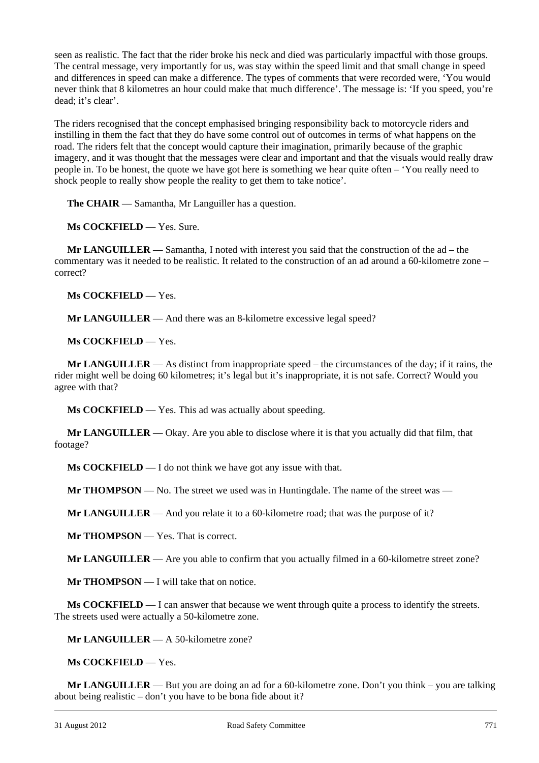seen as realistic. The fact that the rider broke his neck and died was particularly impactful with those groups. The central message, very importantly for us, was stay within the speed limit and that small change in speed and differences in speed can make a difference. The types of comments that were recorded were, 'You would never think that 8 kilometres an hour could make that much difference'. The message is: 'If you speed, you're dead; it's clear'.

The riders recognised that the concept emphasised bringing responsibility back to motorcycle riders and instilling in them the fact that they do have some control out of outcomes in terms of what happens on the road. The riders felt that the concept would capture their imagination, primarily because of the graphic imagery, and it was thought that the messages were clear and important and that the visuals would really draw people in. To be honest, the quote we have got here is something we hear quite often – 'You really need to shock people to really show people the reality to get them to take notice'.

**The CHAIR** — Samantha, Mr Languiller has a question.

**Ms COCKFIELD** — Yes. Sure.

**Mr LANGUILLER** — Samantha, I noted with interest you said that the construction of the ad – the commentary was it needed to be realistic. It related to the construction of an ad around a 60-kilometre zone – correct?

**Ms COCKFIELD** — Yes.

**Mr LANGUILLER** — And there was an 8-kilometre excessive legal speed?

**Ms COCKFIELD** — Yes.

**Mr LANGUILLER** — As distinct from inappropriate speed – the circumstances of the day; if it rains, the rider might well be doing 60 kilometres; it's legal but it's inappropriate, it is not safe. Correct? Would you agree with that?

**Ms COCKFIELD** — Yes. This ad was actually about speeding.

**Mr LANGUILLER** — Okay. Are you able to disclose where it is that you actually did that film, that footage?

**Ms COCKFIELD** — I do not think we have got any issue with that.

**Mr THOMPSON** — No. The street we used was in Huntingdale. The name of the street was —

**Mr LANGUILLER** — And you relate it to a 60-kilometre road; that was the purpose of it?

**Mr THOMPSON** — Yes. That is correct.

**Mr LANGUILLER** — Are you able to confirm that you actually filmed in a 60-kilometre street zone?

**Mr THOMPSON** — I will take that on notice.

**Ms COCKFIELD** — I can answer that because we went through quite a process to identify the streets. The streets used were actually a 50-kilometre zone.

**Mr LANGUILLER** — A 50-kilometre zone?

**Ms COCKFIELD** — Yes.

**Mr LANGUILLER** — But you are doing an ad for a 60-kilometre zone. Don't you think – you are talking about being realistic – don't you have to be bona fide about it?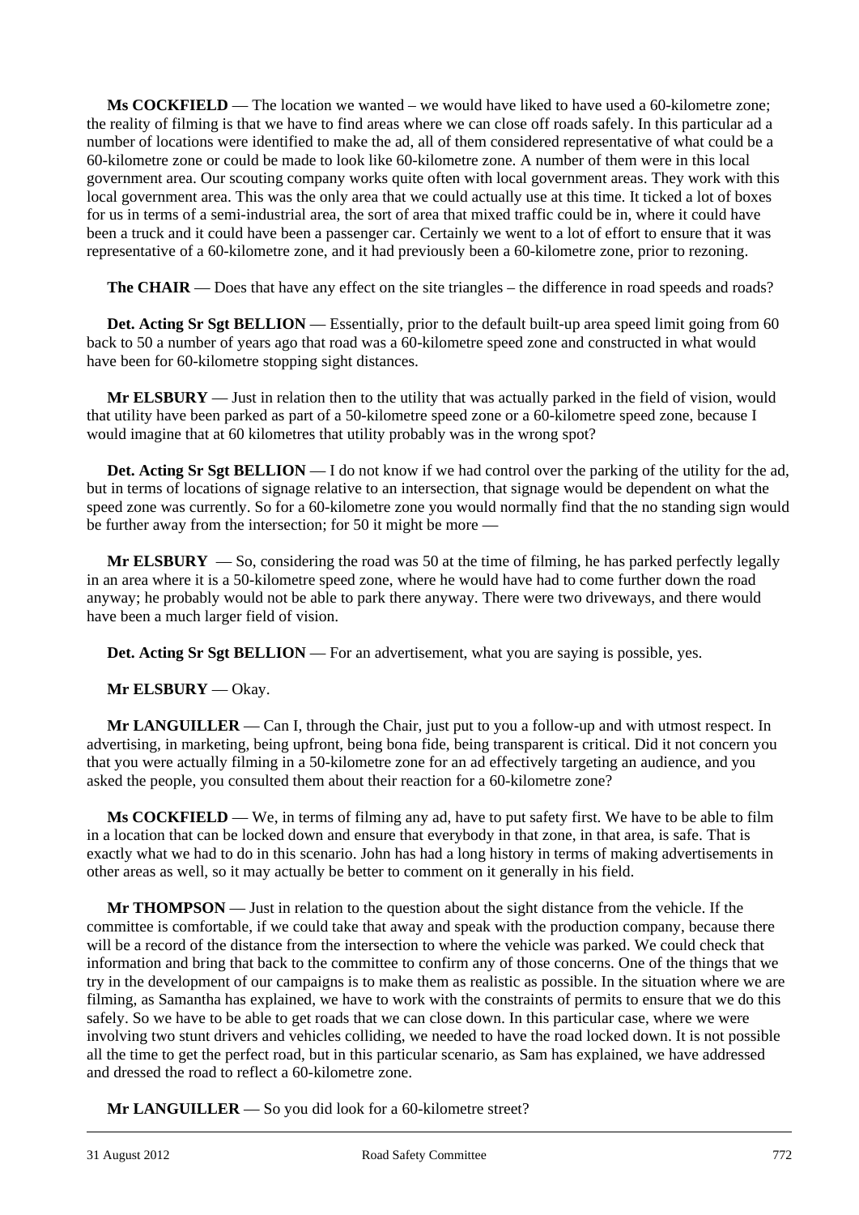**Ms COCKFIELD** — The location we wanted – we would have liked to have used a 60-kilometre zone; the reality of filming is that we have to find areas where we can close off roads safely. In this particular ad a number of locations were identified to make the ad, all of them considered representative of what could be a 60-kilometre zone or could be made to look like 60-kilometre zone. A number of them were in this local government area. Our scouting company works quite often with local government areas. They work with this local government area. This was the only area that we could actually use at this time. It ticked a lot of boxes for us in terms of a semi-industrial area, the sort of area that mixed traffic could be in, where it could have been a truck and it could have been a passenger car. Certainly we went to a lot of effort to ensure that it was representative of a 60-kilometre zone, and it had previously been a 60-kilometre zone, prior to rezoning.

**The CHAIR** — Does that have any effect on the site triangles – the difference in road speeds and roads?

**Det. Acting Sr Sgt BELLION** — Essentially, prior to the default built-up area speed limit going from 60 back to 50 a number of years ago that road was a 60-kilometre speed zone and constructed in what would have been for 60-kilometre stopping sight distances.

**Mr ELSBURY** — Just in relation then to the utility that was actually parked in the field of vision, would that utility have been parked as part of a 50-kilometre speed zone or a 60-kilometre speed zone, because I would imagine that at 60 kilometres that utility probably was in the wrong spot?

**Det. Acting Sr Sgt BELLION** — I do not know if we had control over the parking of the utility for the ad, but in terms of locations of signage relative to an intersection, that signage would be dependent on what the speed zone was currently. So for a 60-kilometre zone you would normally find that the no standing sign would be further away from the intersection; for 50 it might be more —

**Mr ELSBURY** — So, considering the road was 50 at the time of filming, he has parked perfectly legally in an area where it is a 50-kilometre speed zone, where he would have had to come further down the road anyway; he probably would not be able to park there anyway. There were two driveways, and there would have been a much larger field of vision.

**Det. Acting Sr Sgt BELLION** — For an advertisement, what you are saying is possible, yes.

**Mr ELSBURY** — Okay.

**Mr LANGUILLER** — Can I, through the Chair, just put to you a follow-up and with utmost respect. In advertising, in marketing, being upfront, being bona fide, being transparent is critical. Did it not concern you that you were actually filming in a 50-kilometre zone for an ad effectively targeting an audience, and you asked the people, you consulted them about their reaction for a 60-kilometre zone?

**Ms COCKFIELD** — We, in terms of filming any ad, have to put safety first. We have to be able to film in a location that can be locked down and ensure that everybody in that zone, in that area, is safe. That is exactly what we had to do in this scenario. John has had a long history in terms of making advertisements in other areas as well, so it may actually be better to comment on it generally in his field.

**Mr THOMPSON** — Just in relation to the question about the sight distance from the vehicle. If the committee is comfortable, if we could take that away and speak with the production company, because there will be a record of the distance from the intersection to where the vehicle was parked. We could check that information and bring that back to the committee to confirm any of those concerns. One of the things that we try in the development of our campaigns is to make them as realistic as possible. In the situation where we are filming, as Samantha has explained, we have to work with the constraints of permits to ensure that we do this safely. So we have to be able to get roads that we can close down. In this particular case, where we were involving two stunt drivers and vehicles colliding, we needed to have the road locked down. It is not possible all the time to get the perfect road, but in this particular scenario, as Sam has explained, we have addressed and dressed the road to reflect a 60-kilometre zone.

**Mr LANGUILLER** — So you did look for a 60-kilometre street?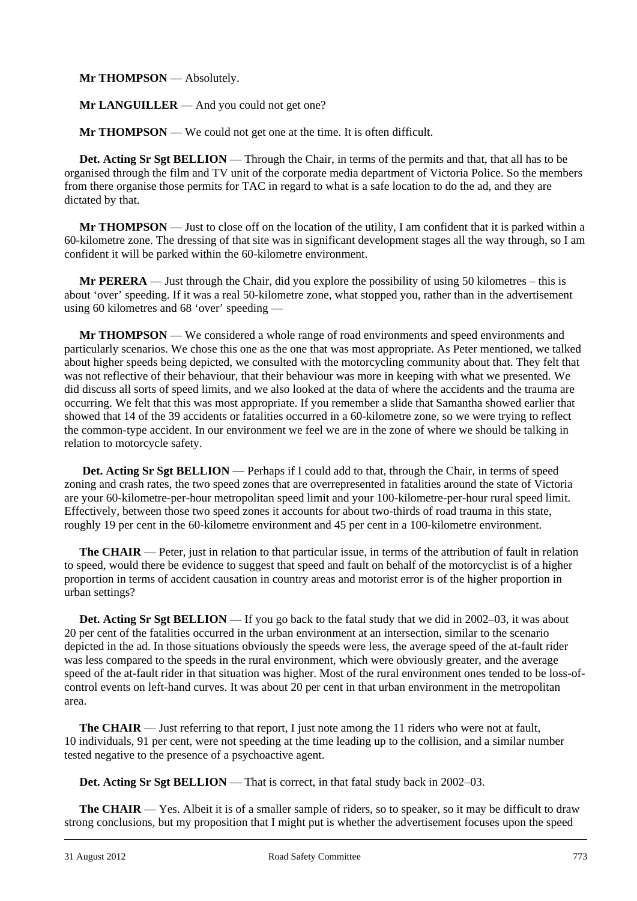**Mr THOMPSON** — Absolutely.

**Mr LANGUILLER** — And you could not get one?

**Mr THOMPSON** — We could not get one at the time. It is often difficult.

**Det. Acting Sr Sgt BELLION** — Through the Chair, in terms of the permits and that, that all has to be organised through the film and TV unit of the corporate media department of Victoria Police. So the members from there organise those permits for TAC in regard to what is a safe location to do the ad, and they are dictated by that.

**Mr THOMPSON** — Just to close off on the location of the utility, I am confident that it is parked within a 60-kilometre zone. The dressing of that site was in significant development stages all the way through, so I am confident it will be parked within the 60-kilometre environment.

**Mr PERERA** — Just through the Chair, did you explore the possibility of using 50 kilometres – this is about 'over' speeding. If it was a real 50-kilometre zone, what stopped you, rather than in the advertisement using 60 kilometres and 68 'over' speeding —

**Mr THOMPSON** — We considered a whole range of road environments and speed environments and particularly scenarios. We chose this one as the one that was most appropriate. As Peter mentioned, we talked about higher speeds being depicted, we consulted with the motorcycling community about that. They felt that was not reflective of their behaviour, that their behaviour was more in keeping with what we presented. We did discuss all sorts of speed limits, and we also looked at the data of where the accidents and the trauma are occurring. We felt that this was most appropriate. If you remember a slide that Samantha showed earlier that showed that 14 of the 39 accidents or fatalities occurred in a 60-kilometre zone, so we were trying to reflect the common-type accident. In our environment we feel we are in the zone of where we should be talking in relation to motorcycle safety.

**Det. Acting Sr Sgt BELLION** — Perhaps if I could add to that, through the Chair, in terms of speed zoning and crash rates, the two speed zones that are overrepresented in fatalities around the state of Victoria are your 60-kilometre-per-hour metropolitan speed limit and your 100-kilometre-per-hour rural speed limit. Effectively, between those two speed zones it accounts for about two-thirds of road trauma in this state, roughly 19 per cent in the 60-kilometre environment and 45 per cent in a 100-kilometre environment.

**The CHAIR** — Peter, just in relation to that particular issue, in terms of the attribution of fault in relation to speed, would there be evidence to suggest that speed and fault on behalf of the motorcyclist is of a higher proportion in terms of accident causation in country areas and motorist error is of the higher proportion in urban settings?

**Det. Acting Sr Sgt BELLION** — If you go back to the fatal study that we did in 2002–03, it was about 20 per cent of the fatalities occurred in the urban environment at an intersection, similar to the scenario depicted in the ad. In those situations obviously the speeds were less, the average speed of the at-fault rider was less compared to the speeds in the rural environment, which were obviously greater, and the average speed of the at-fault rider in that situation was higher. Most of the rural environment ones tended to be loss-of-control events on left-hand curves. It was about 20 per cent in that urban environment in the metropolitan area.

**The CHAIR** — Just referring to that report, I just note among the 11 riders who were not at fault, 10 individuals, 91 per cent, were not speeding at the time leading up to the collision, and a similar number tested negative to the presence of a psychoactive agent.

**Det. Acting Sr Sgt BELLION** — That is correct, in that fatal study back in 2002–03.

**The CHAIR** — Yes. Albeit it is of a smaller sample of riders, so to speaker, so it may be difficult to draw strong conclusions, but my proposition that I might put is whether the advertisement focuses upon the speed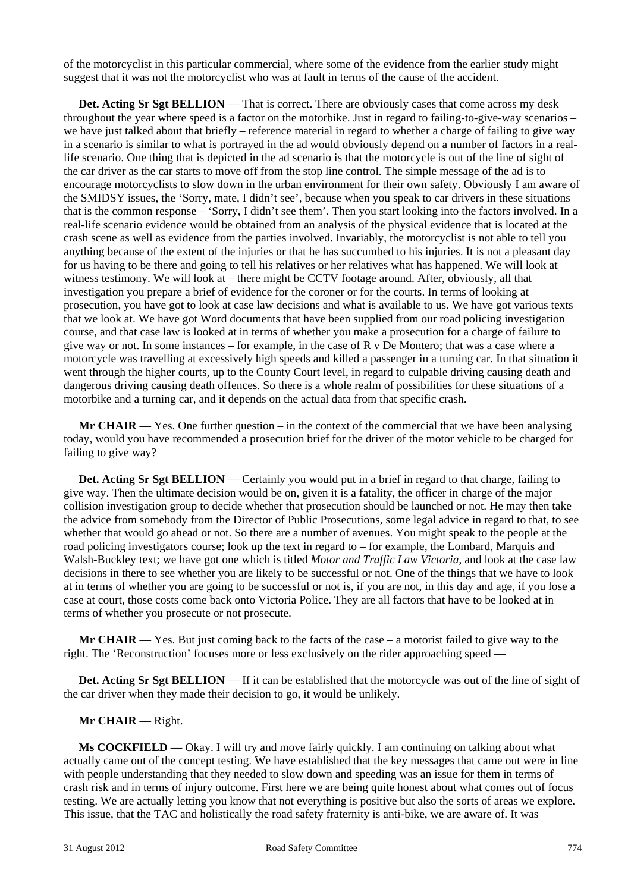of the motorcyclist in this particular commercial, where some of the evidence from the earlier study might suggest that it was not the motorcyclist who was at fault in terms of the cause of the accident.

**Det. Acting Sr Sgt BELLION** — That is correct. There are obviously cases that come across my desk throughout the year where speed is a factor on the motorbike. Just in regard to failing-to-give-way scenarios – we have just talked about that briefly – reference material in regard to whether a charge of failing to give way in a scenario is similar to what is portrayed in the ad would obviously depend on a number of factors in a real-life scenario. One thing that is depicted in the ad scenario is that the motorcycle is out of the line of sight of the car driver as the car starts to move off from the stop line control. The simple message of the ad is to encourage motorcyclists to slow down in the urban environment for their own safety. Obviously I am aware of the SMIDSY issues, the 'Sorry, mate, I didn't see', because when you speak to car drivers in these situations that is the common response – 'Sorry, I didn't see them'. Then you start looking into the factors involved. In a real-life scenario evidence would be obtained from an analysis of the physical evidence that is located at the crash scene as well as evidence from the parties involved. Invariably, the motorcyclist is not able to tell you anything because of the extent of the injuries or that he has succumbed to his injuries. It is not a pleasant day for us having to be there and going to tell his relatives or her relatives what has happened. We will look at witness testimony. We will look at – there might be CCTV footage around. After, obviously, all that investigation you prepare a brief of evidence for the coroner or for the courts. In terms of looking at prosecution, you have got to look at case law decisions and what is available to us. We have got various texts that we look at. We have got Word documents that have been supplied from our road policing investigation course, and that case law is looked at in terms of whether you make a prosecution for a charge of failure to give way or not. In some instances – for example, in the case of R v De Montero; that was a case where a motorcycle was travelling at excessively high speeds and killed a passenger in a turning car. In that situation it went through the higher courts, up to the County Court level, in regard to culpable driving causing death and dangerous driving causing death offences. So there is a whole realm of possibilities for these situations of a motorbike and a turning car, and it depends on the actual data from that specific crash.

**Mr CHAIR** — Yes. One further question – in the context of the commercial that we have been analysing today, would you have recommended a prosecution brief for the driver of the motor vehicle to be charged for failing to give way?

**Det. Acting Sr Sgt BELLION** — Certainly you would put in a brief in regard to that charge, failing to give way. Then the ultimate decision would be on, given it is a fatality, the officer in charge of the major collision investigation group to decide whether that prosecution should be launched or not. He may then take the advice from somebody from the Director of Public Prosecutions, some legal advice in regard to that, to see whether that would go ahead or not. So there are a number of avenues. You might speak to the people at the road policing investigators course; look up the text in regard to – for example, the Lombard, Marquis and Walsh-Buckley text; we have got one which is titled *Motor and Traffic Law Victoria*, and look at the case law decisions in there to see whether you are likely to be successful or not. One of the things that we have to look at in terms of whether you are going to be successful or not is, if you are not, in this day and age, if you lose a case at court, those costs come back onto Victoria Police. They are all factors that have to be looked at in terms of whether you prosecute or not prosecute.

**Mr CHAIR** — Yes. But just coming back to the facts of the case – a motorist failed to give way to the right. The 'Reconstruction' focuses more or less exclusively on the rider approaching speed —

**Det. Acting Sr Sgt BELLION** — If it can be established that the motorcycle was out of the line of sight of the car driver when they made their decision to go, it would be unlikely.

**Mr CHAIR** — Right.

**Ms COCKFIELD** — Okay. I will try and move fairly quickly. I am continuing on talking about what actually came out of the concept testing. We have established that the key messages that came out were in line with people understanding that they needed to slow down and speeding was an issue for them in terms of crash risk and in terms of injury outcome. First here we are being quite honest about what comes out of focus testing. We are actually letting you know that not everything is positive but also the sorts of areas we explore. This issue, that the TAC and holistically the road safety fraternity is anti-bike, we are aware of. It was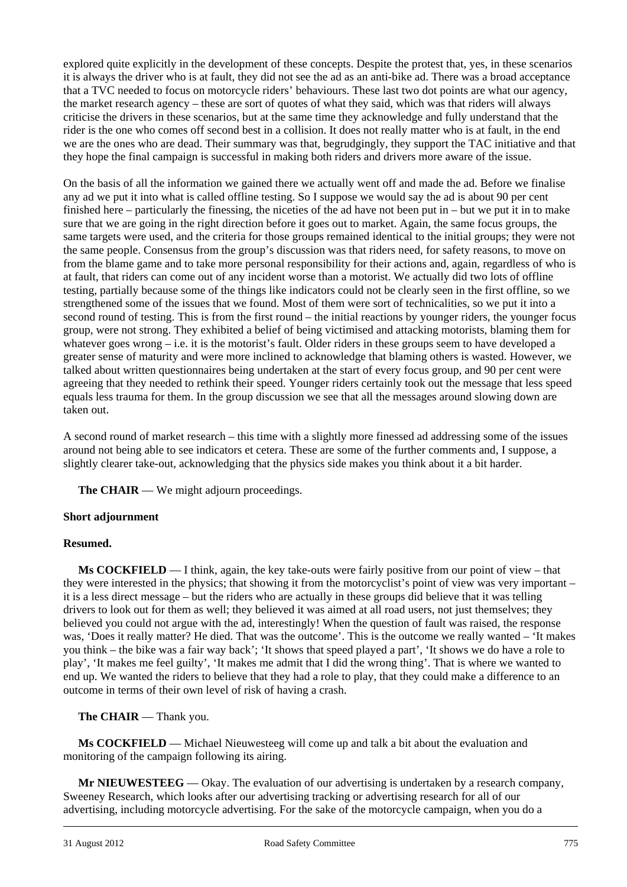explored quite explicitly in the development of these concepts. Despite the protest that, yes, in these scenarios it is always the driver who is at fault, they did not see the ad as an anti-bike ad. There was a broad acceptance that a TVC needed to focus on motorcycle riders' behaviours. These last two dot points are what our agency, the market research agency – these are sort of quotes of what they said, which was that riders will always criticise the drivers in these scenarios, but at the same time they acknowledge and fully understand that the rider is the one who comes off second best in a collision. It does not really matter who is at fault, in the end we are the ones who are dead. Their summary was that, begrudgingly, they support the TAC initiative and that they hope the final campaign is successful in making both riders and drivers more aware of the issue.

On the basis of all the information we gained there we actually went off and made the ad. Before we finalise any ad we put it into what is called offline testing. So I suppose we would say the ad is about 90 per cent finished here – particularly the finessing, the niceties of the ad have not been put in – but we put it in to make sure that we are going in the right direction before it goes out to market. Again, the same focus groups, the same targets were used, and the criteria for those groups remained identical to the initial groups; they were not the same people. Consensus from the group's discussion was that riders need, for safety reasons, to move on from the blame game and to take more personal responsibility for their actions and, again, regardless of who is at fault, that riders can come out of any incident worse than a motorist. We actually did two lots of offline testing, partially because some of the things like indicators could not be clearly seen in the first offline, so we strengthened some of the issues that we found. Most of them were sort of technicalities, so we put it into a second round of testing. This is from the first round – the initial reactions by younger riders, the younger focus group, were not strong. They exhibited a belief of being victimised and attacking motorists, blaming them for whatever goes wrong – i.e. it is the motorist's fault. Older riders in these groups seem to have developed a greater sense of maturity and were more inclined to acknowledge that blaming others is wasted. However, we talked about written questionnaires being undertaken at the start of every focus group, and 90 per cent were agreeing that they needed to rethink their speed. Younger riders certainly took out the message that less speed equals less trauma for them. In the group discussion we see that all the messages around slowing down are taken out.

A second round of market research – this time with a slightly more finessed ad addressing some of the issues around not being able to see indicators et cetera. These are some of the further comments and, I suppose, a slightly clearer take-out, acknowledging that the physics side makes you think about it a bit harder.

**The CHAIR** — We might adjourn proceedings.

**Short adjournment**

**Resumed.**

**Ms COCKFIELD** — I think, again, the key take-outs were fairly positive from our point of view – that they were interested in the physics; that showing it from the motorcyclist's point of view was very important – it is a less direct message – but the riders who are actually in these groups did believe that it was telling drivers to look out for them as well; they believed it was aimed at all road users, not just themselves; they believed you could not argue with the ad, interestingly! When the question of fault was raised, the response was, 'Does it really matter? He died. That was the outcome'. This is the outcome we really wanted – 'It makes you think – the bike was a fair way back'; 'It shows that speed played a part', 'It shows we do have a role to play', 'It makes me feel guilty', 'It makes me admit that I did the wrong thing'. That is where we wanted to end up. We wanted the riders to believe that they had a role to play, that they could make a difference to an outcome in terms of their own level of risk of having a crash.

**The CHAIR** — Thank you.

**Ms COCKFIELD** — Michael Nieuwesteeg will come up and talk a bit about the evaluation and monitoring of the campaign following its airing.

**Mr NIEUWESTEEG** — Okay. The evaluation of our advertising is undertaken by a research company, Sweeney Research, which looks after our advertising tracking or advertising research for all of our advertising, including motorcycle advertising. For the sake of the motorcycle campaign, when you do a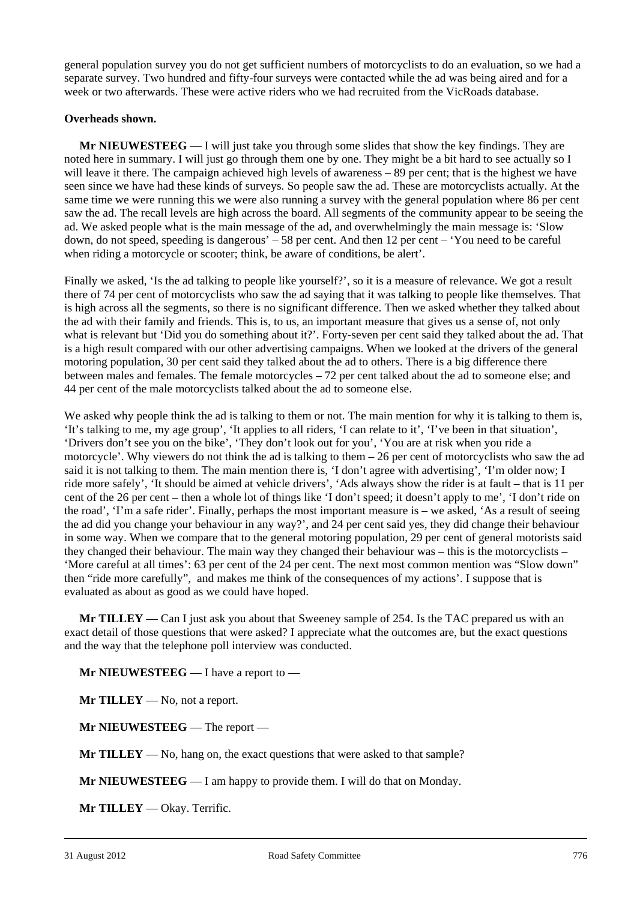general population survey you do not get sufficient numbers of motorcyclists to do an evaluation, so we had a separate survey. Two hundred and fifty-four surveys were contacted while the ad was being aired and for a week or two afterwards. These were active riders who we had recruited from the VicRoads database.

**Overheads shown.**

**Mr NIEUWESTEEG** — I will just take you through some slides that show the key findings. They are noted here in summary. I will just go through them one by one. They might be a bit hard to see actually so I will leave it there. The campaign achieved high levels of awareness – 89 per cent; that is the highest we have seen since we have had these kinds of surveys. So people saw the ad. These are motorcyclists actually. At the same time we were running this we were also running a survey with the general population where 86 per cent saw the ad. The recall levels are high across the board. All segments of the community appear to be seeing the ad. We asked people what is the main message of the ad, and overwhelmingly the main message is: 'Slow down, do not speed, speeding is dangerous' – 58 per cent. And then 12 per cent – 'You need to be careful when riding a motorcycle or scooter; think, be aware of conditions, be alert'.

Finally we asked, 'Is the ad talking to people like yourself?', so it is a measure of relevance. We got a result there of 74 per cent of motorcyclists who saw the ad saying that it was talking to people like themselves. That is high across all the segments, so there is no significant difference. Then we asked whether they talked about the ad with their family and friends. This is, to us, an important measure that gives us a sense of, not only what is relevant but 'Did you do something about it?'. Forty-seven per cent said they talked about the ad. That is a high result compared with our other advertising campaigns. When we looked at the drivers of the general motoring population, 30 per cent said they talked about the ad to others. There is a big difference there between males and females. The female motorcycles – 72 per cent talked about the ad to someone else; and 44 per cent of the male motorcyclists talked about the ad to someone else.

We asked why people think the ad is talking to them or not. The main mention for why it is talking to them is, 'It's talking to me, my age group', 'It applies to all riders, 'I can relate to it', 'I've been in that situation', 'Drivers don't see you on the bike', 'They don't look out for you', 'You are at risk when you ride a motorcycle'. Why viewers do not think the ad is talking to them – 26 per cent of motorcyclists who saw the ad said it is not talking to them. The main mention there is, 'I don't agree with advertising', 'I'm older now; I ride more safely', 'It should be aimed at vehicle drivers', 'Ads always show the rider is at fault – that is 11 per cent of the 26 per cent – then a whole lot of things like 'I don't speed; it doesn't apply to me', 'I don't ride on the road', 'I'm a safe rider'. Finally, perhaps the most important measure is – we asked, 'As a result of seeing the ad did you change your behaviour in any way?', and 24 per cent said yes, they did change their behaviour in some way. When we compare that to the general motoring population, 29 per cent of general motorists said they changed their behaviour. The main way they changed their behaviour was – this is the motorcyclists – 'More careful at all times': 63 per cent of the 24 per cent. The next most common mention was "Slow down" then "ride more carefully", and makes me think of the consequences of my actions'. I suppose that is evaluated as about as good as we could have hoped.

**Mr TILLEY** — Can I just ask you about that Sweeney sample of 254. Is the TAC prepared us with an exact detail of those questions that were asked? I appreciate what the outcomes are, but the exact questions and the way that the telephone poll interview was conducted.

**Mr NIEUWESTEEG** — I have a report to —

**Mr TILLEY** — No, not a report.

**Mr NIEUWESTEEG** — The report —

**Mr TILLEY** — No, hang on, the exact questions that were asked to that sample?

**Mr NIEUWESTEEG** — I am happy to provide them. I will do that on Monday.

**Mr TILLEY** — Okay. Terrific.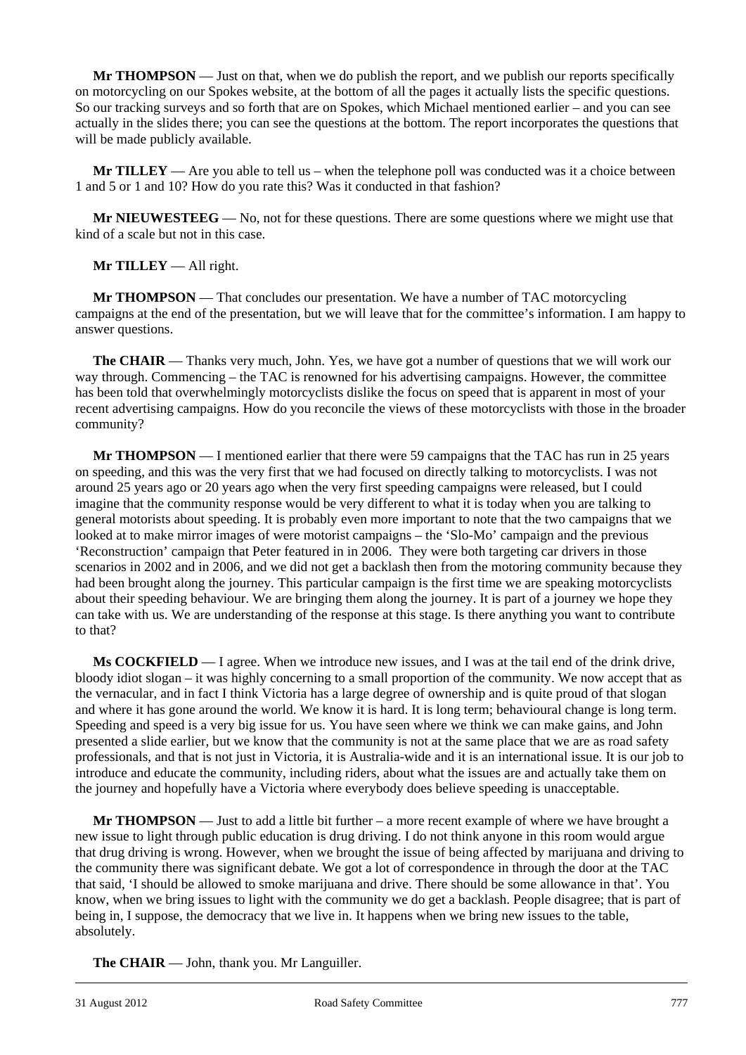**Mr THOMPSON** — Just on that, when we do publish the report, and we publish our reports specifically on motorcycling on our Spokes website, at the bottom of all the pages it actually lists the specific questions. So our tracking surveys and so forth that are on Spokes, which Michael mentioned earlier – and you can see actually in the slides there; you can see the questions at the bottom. The report incorporates the questions that will be made publicly available.

**Mr TILLEY** — Are you able to tell us – when the telephone poll was conducted was it a choice between 1 and 5 or 1 and 10? How do you rate this? Was it conducted in that fashion?

**Mr NIEUWESTEEG** — No, not for these questions. There are some questions where we might use that kind of a scale but not in this case.

**Mr TILLEY** — All right.

**Mr THOMPSON** — That concludes our presentation. We have a number of TAC motorcycling campaigns at the end of the presentation, but we will leave that for the committee's information. I am happy to answer questions.

**The CHAIR** — Thanks very much, John. Yes, we have got a number of questions that we will work our way through. Commencing – the TAC is renowned for his advertising campaigns. However, the committee has been told that overwhelmingly motorcyclists dislike the focus on speed that is apparent in most of your recent advertising campaigns. How do you reconcile the views of these motorcyclists with those in the broader community?

**Mr THOMPSON** — I mentioned earlier that there were 59 campaigns that the TAC has run in 25 years on speeding, and this was the very first that we had focused on directly talking to motorcyclists. I was not around 25 years ago or 20 years ago when the very first speeding campaigns were released, but I could imagine that the community response would be very different to what it is today when you are talking to general motorists about speeding. It is probably even more important to note that the two campaigns that we looked at to make mirror images of were motorist campaigns – the 'Slo-Mo' campaign and the previous 'Reconstruction' campaign that Peter featured in in 2006. They were both targeting car drivers in those scenarios in 2002 and in 2006, and we did not get a backlash then from the motoring community because they had been brought along the journey. This particular campaign is the first time we are speaking motorcyclists about their speeding behaviour. We are bringing them along the journey. It is part of a journey we hope they can take with us. We are understanding of the response at this stage. Is there anything you want to contribute to that?

**Ms COCKFIELD** — I agree. When we introduce new issues, and I was at the tail end of the drink drive, bloody idiot slogan – it was highly concerning to a small proportion of the community. We now accept that as the vernacular, and in fact I think Victoria has a large degree of ownership and is quite proud of that slogan and where it has gone around the world. We know it is hard. It is long term; behavioural change is long term. Speeding and speed is a very big issue for us. You have seen where we think we can make gains, and John presented a slide earlier, but we know that the community is not at the same place that we are as road safety professionals, and that is not just in Victoria, it is Australia-wide and it is an international issue. It is our job to introduce and educate the community, including riders, about what the issues are and actually take them on the journey and hopefully have a Victoria where everybody does believe speeding is unacceptable.

**Mr THOMPSON** — Just to add a little bit further – a more recent example of where we have brought a new issue to light through public education is drug driving. I do not think anyone in this room would argue that drug driving is wrong. However, when we brought the issue of being affected by marijuana and driving to the community there was significant debate. We got a lot of correspondence in through the door at the TAC that said, 'I should be allowed to smoke marijuana and drive. There should be some allowance in that'. You know, when we bring issues to light with the community we do get a backlash. People disagree; that is part of being in, I suppose, the democracy that we live in. It happens when we bring new issues to the table, absolutely.

**The CHAIR** — John, thank you. Mr Languiller.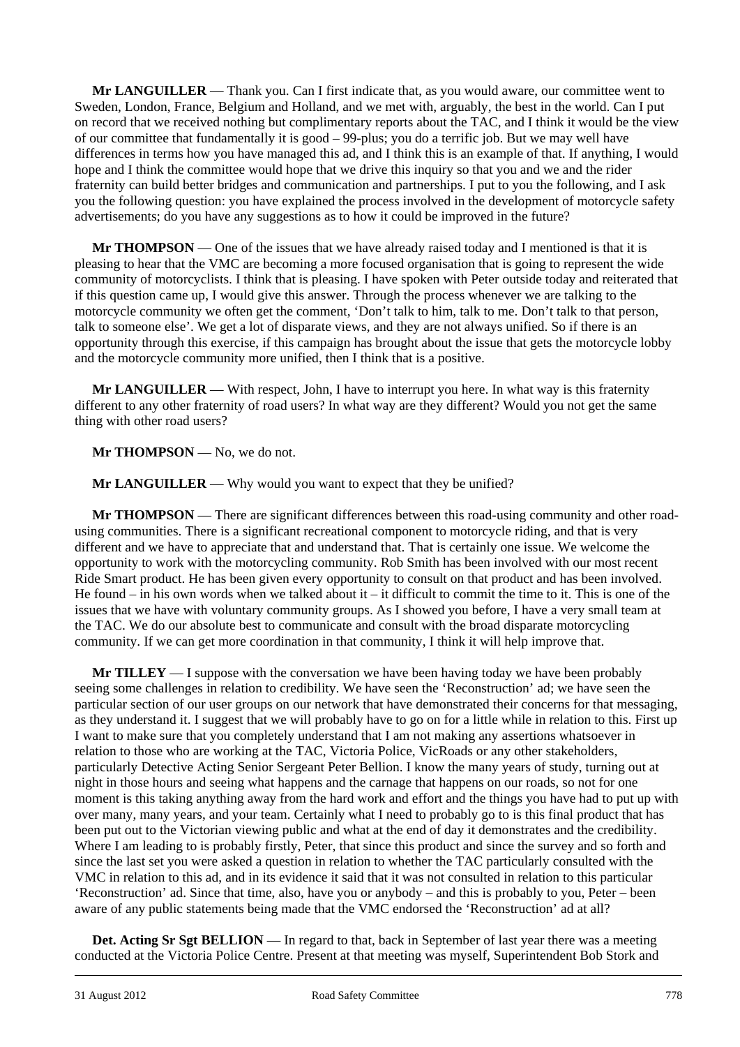**Mr LANGUILLER** — Thank you. Can I first indicate that, as you would aware, our committee went to Sweden, London, France, Belgium and Holland, and we met with, arguably, the best in the world. Can I put on record that we received nothing but complimentary reports about the TAC, and I think it would be the view of our committee that fundamentally it is good – 99-plus; you do a terrific job. But we may well have differences in terms how you have managed this ad, and I think this is an example of that. If anything, I would hope and I think the committee would hope that we drive this inquiry so that you and we and the rider fraternity can build better bridges and communication and partnerships. I put to you the following, and I ask you the following question: you have explained the process involved in the development of motorcycle safety advertisements; do you have any suggestions as to how it could be improved in the future?

**Mr THOMPSON** — One of the issues that we have already raised today and I mentioned is that it is pleasing to hear that the VMC are becoming a more focused organisation that is going to represent the wide community of motorcyclists. I think that is pleasing. I have spoken with Peter outside today and reiterated that if this question came up, I would give this answer. Through the process whenever we are talking to the motorcycle community we often get the comment, 'Don't talk to him, talk to me. Don't talk to that person, talk to someone else'. We get a lot of disparate views, and they are not always unified. So if there is an opportunity through this exercise, if this campaign has brought about the issue that gets the motorcycle lobby and the motorcycle community more unified, then I think that is a positive.

**Mr LANGUILLER** — With respect, John, I have to interrupt you here. In what way is this fraternity different to any other fraternity of road users? In what way are they different? Would you not get the same thing with other road users?

**Mr THOMPSON** — No, we do not.

**Mr LANGUILLER** — Why would you want to expect that they be unified?

**Mr THOMPSON** — There are significant differences between this road-using community and other road-using communities. There is a significant recreational component to motorcycle riding, and that is very different and we have to appreciate that and understand that. That is certainly one issue. We welcome the opportunity to work with the motorcycling community. Rob Smith has been involved with our most recent Ride Smart product. He has been given every opportunity to consult on that product and has been involved. He found – in his own words when we talked about it – it difficult to commit the time to it. This is one of the issues that we have with voluntary community groups. As I showed you before, I have a very small team at the TAC. We do our absolute best to communicate and consult with the broad disparate motorcycling community. If we can get more coordination in that community, I think it will help improve that.

**Mr TILLEY** — I suppose with the conversation we have been having today we have been probably seeing some challenges in relation to credibility. We have seen the 'Reconstruction' ad; we have seen the particular section of our user groups on our network that have demonstrated their concerns for that messaging, as they understand it. I suggest that we will probably have to go on for a little while in relation to this. First up I want to make sure that you completely understand that I am not making any assertions whatsoever in relation to those who are working at the TAC, Victoria Police, VicRoads or any other stakeholders, particularly Detective Acting Senior Sergeant Peter Bellion. I know the many years of study, turning out at night in those hours and seeing what happens and the carnage that happens on our roads, so not for one moment is this taking anything away from the hard work and effort and the things you have had to put up with over many, many years, and your team. Certainly what I need to probably go to is this final product that has been put out to the Victorian viewing public and what at the end of day it demonstrates and the credibility. Where I am leading to is probably firstly, Peter, that since this product and since the survey and so forth and since the last set you were asked a question in relation to whether the TAC particularly consulted with the VMC in relation to this ad, and in its evidence it said that it was not consulted in relation to this particular 'Reconstruction' ad. Since that time, also, have you or anybody – and this is probably to you, Peter – been aware of any public statements being made that the VMC endorsed the 'Reconstruction' ad at all?

**Det. Acting Sr Sgt BELLION** — In regard to that, back in September of last year there was a meeting conducted at the Victoria Police Centre. Present at that meeting was myself, Superintendent Bob Stork and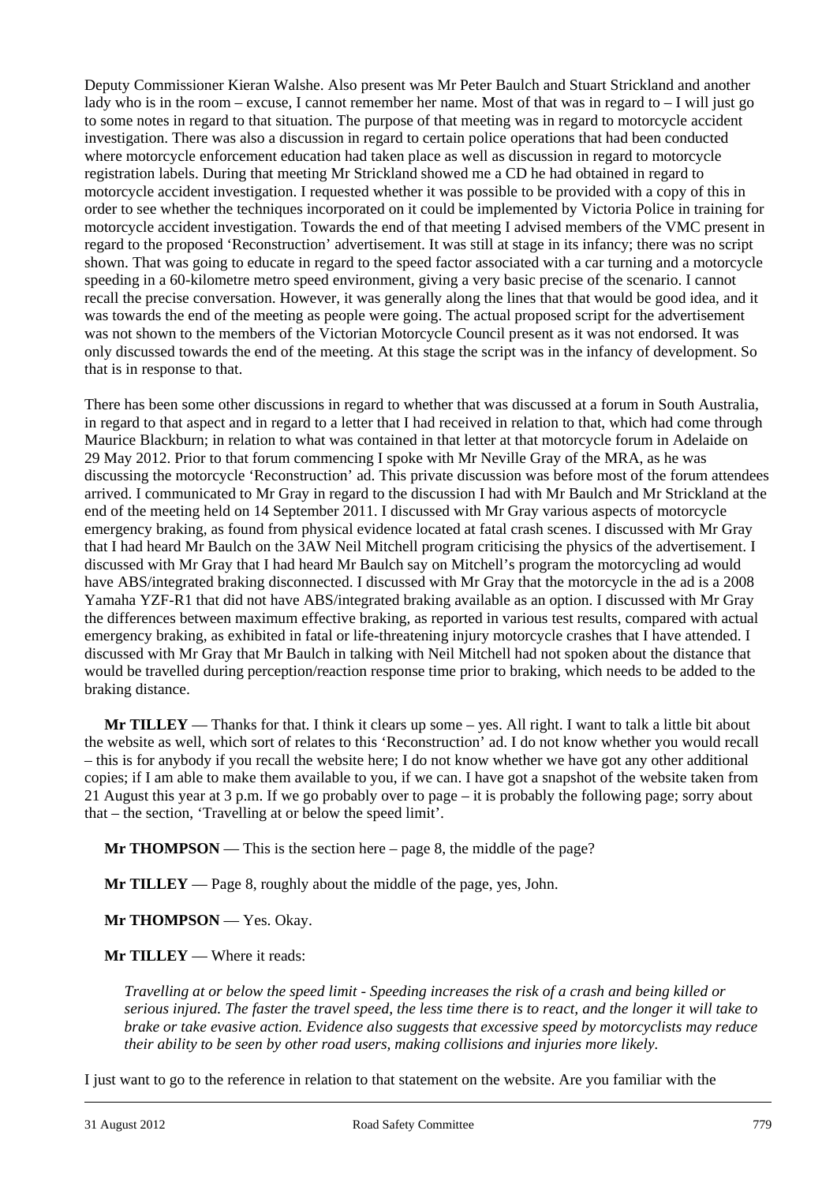Deputy Commissioner Kieran Walshe. Also present was Mr Peter Baulch and Stuart Strickland and another lady who is in the room – excuse, I cannot remember her name. Most of that was in regard to – I will just go to some notes in regard to that situation. The purpose of that meeting was in regard to motorcycle accident investigation. There was also a discussion in regard to certain police operations that had been conducted where motorcycle enforcement education had taken place as well as discussion in regard to motorcycle registration labels. During that meeting Mr Strickland showed me a CD he had obtained in regard to motorcycle accident investigation. I requested whether it was possible to be provided with a copy of this in order to see whether the techniques incorporated on it could be implemented by Victoria Police in training for motorcycle accident investigation. Towards the end of that meeting I advised members of the VMC present in regard to the proposed 'Reconstruction' advertisement. It was still at stage in its infancy; there was no script shown. That was going to educate in regard to the speed factor associated with a car turning and a motorcycle speeding in a 60-kilometre metro speed environment, giving a very basic precise of the scenario. I cannot recall the precise conversation. However, it was generally along the lines that that would be good idea, and it was towards the end of the meeting as people were going. The actual proposed script for the advertisement was not shown to the members of the Victorian Motorcycle Council present as it was not endorsed. It was only discussed towards the end of the meeting. At this stage the script was in the infancy of development. So that is in response to that.

There has been some other discussions in regard to whether that was discussed at a forum in South Australia, in regard to that aspect and in regard to a letter that I had received in relation to that, which had come through Maurice Blackburn; in relation to what was contained in that letter at that motorcycle forum in Adelaide on 29 May 2012. Prior to that forum commencing I spoke with Mr Neville Gray of the MRA, as he was discussing the motorcycle 'Reconstruction' ad. This private discussion was before most of the forum attendees arrived. I communicated to Mr Gray in regard to the discussion I had with Mr Baulch and Mr Strickland at the end of the meeting held on 14 September 2011. I discussed with Mr Gray various aspects of motorcycle emergency braking, as found from physical evidence located at fatal crash scenes. I discussed with Mr Gray that I had heard Mr Baulch on the 3AW Neil Mitchell program criticising the physics of the advertisement. I discussed with Mr Gray that I had heard Mr Baulch say on Mitchell's program the motorcycling ad would have ABS/integrated braking disconnected. I discussed with Mr Gray that the motorcycle in the ad is a 2008 Yamaha YZF-R1 that did not have ABS/integrated braking available as an option. I discussed with Mr Gray the differences between maximum effective braking, as reported in various test results, compared with actual emergency braking, as exhibited in fatal or life-threatening injury motorcycle crashes that I have attended. I discussed with Mr Gray that Mr Baulch in talking with Neil Mitchell had not spoken about the distance that would be travelled during perception/reaction response time prior to braking, which needs to be added to the braking distance.

**Mr TILLEY** — Thanks for that. I think it clears up some – yes. All right. I want to talk a little bit about the website as well, which sort of relates to this 'Reconstruction' ad. I do not know whether you would recall – this is for anybody if you recall the website here; I do not know whether we have got any other additional copies; if I am able to make them available to you, if we can. I have got a snapshot of the website taken from 21 August this year at 3 p.m. If we go probably over to page – it is probably the following page; sorry about that – the section, 'Travelling at or below the speed limit'.

**Mr THOMPSON** — This is the section here – page 8, the middle of the page?

**Mr TILLEY** — Page 8, roughly about the middle of the page, yes, John.

**Mr THOMPSON** — Yes. Okay.

**Mr TILLEY** — Where it reads:

> *Travelling at or below the speed limit - Speeding increases the risk of a crash and being killed or serious injured. The faster the travel speed, the less time there is to react, and the longer it will take to brake or take evasive action. Evidence also suggests that excessive speed by motorcyclists may reduce their ability to be seen by other road users, making collisions and injuries more likely.*

I just want to go to the reference in relation to that statement on the website. Are you familiar with the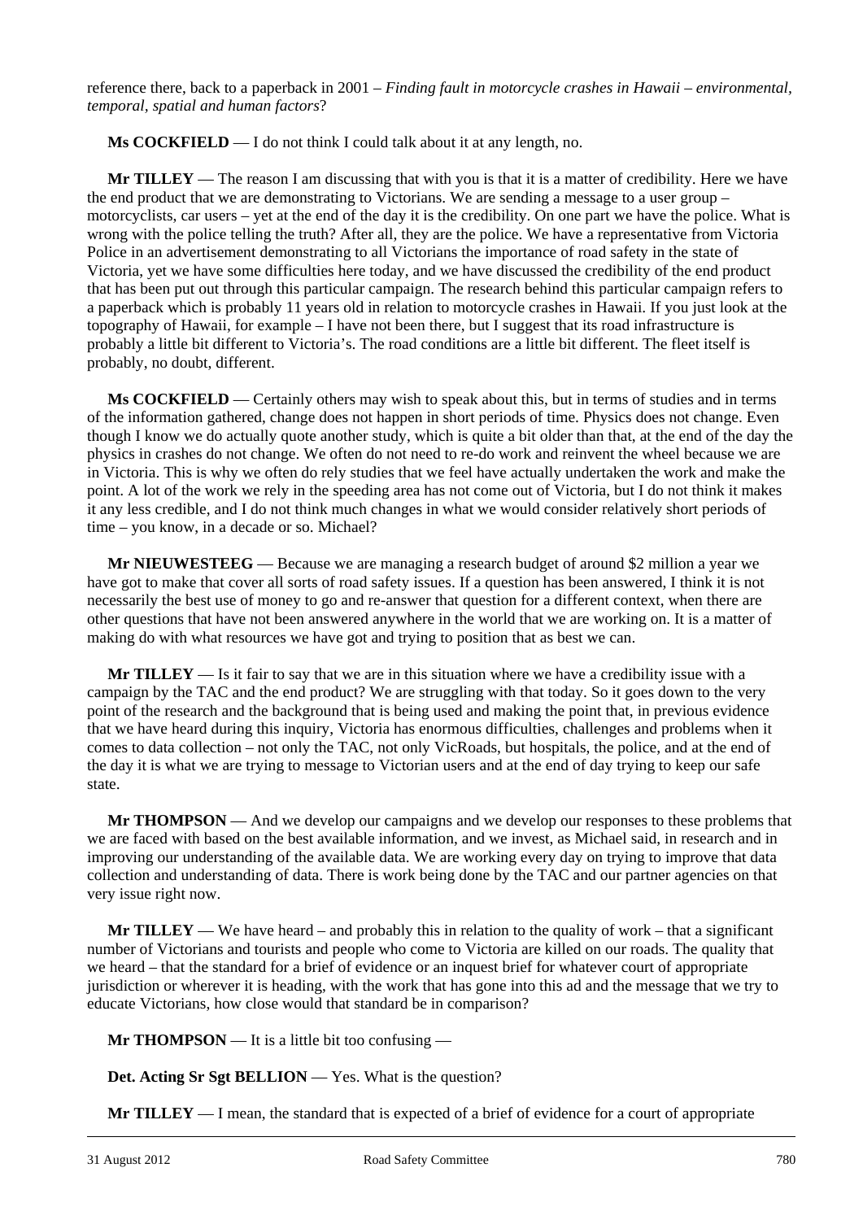reference there, back to a paperback in 2001 – *Finding fault in motorcycle crashes in Hawaii – environmental, temporal, spatial and human factors*?

**Ms COCKFIELD** — I do not think I could talk about it at any length, no.

**Mr TILLEY** — The reason I am discussing that with you is that it is a matter of credibility. Here we have the end product that we are demonstrating to Victorians. We are sending a message to a user group – motorcyclists, car users – yet at the end of the day it is the credibility. On one part we have the police. What is wrong with the police telling the truth? After all, they are the police. We have a representative from Victoria Police in an advertisement demonstrating to all Victorians the importance of road safety in the state of Victoria, yet we have some difficulties here today, and we have discussed the credibility of the end product that has been put out through this particular campaign. The research behind this particular campaign refers to a paperback which is probably 11 years old in relation to motorcycle crashes in Hawaii. If you just look at the topography of Hawaii, for example – I have not been there, but I suggest that its road infrastructure is probably a little bit different to Victoria's. The road conditions are a little bit different. The fleet itself is probably, no doubt, different.

**Ms COCKFIELD** — Certainly others may wish to speak about this, but in terms of studies and in terms of the information gathered, change does not happen in short periods of time. Physics does not change. Even though I know we do actually quote another study, which is quite a bit older than that, at the end of the day the physics in crashes do not change. We often do not need to re-do work and reinvent the wheel because we are in Victoria. This is why we often do rely studies that we feel have actually undertaken the work and make the point. A lot of the work we rely in the speeding area has not come out of Victoria, but I do not think it makes it any less credible, and I do not think much changes in what we would consider relatively short periods of time – you know, in a decade or so. Michael?

**Mr NIEUWESTEEG** — Because we are managing a research budget of around $2 million a year we have got to make that cover all sorts of road safety issues. If a question has been answered, I think it is not necessarily the best use of money to go and re-answer that question for a different context, when there are other questions that have not been answered anywhere in the world that we are working on. It is a matter of making do with what resources we have got and trying to position that as best we can.

**Mr TILLEY** — Is it fair to say that we are in this situation where we have a credibility issue with a campaign by the TAC and the end product? We are struggling with that today. So it goes down to the very point of the research and the background that is being used and making the point that, in previous evidence that we have heard during this inquiry, Victoria has enormous difficulties, challenges and problems when it comes to data collection – not only the TAC, not only VicRoads, but hospitals, the police, and at the end of the day it is what we are trying to message to Victorian users and at the end of day trying to keep our safe state.

**Mr THOMPSON** — And we develop our campaigns and we develop our responses to these problems that we are faced with based on the best available information, and we invest, as Michael said, in research and in improving our understanding of the available data. We are working every day on trying to improve that data collection and understanding of data. There is work being done by the TAC and our partner agencies on that very issue right now.

**Mr TILLEY** — We have heard – and probably this in relation to the quality of work – that a significant number of Victorians and tourists and people who come to Victoria are killed on our roads. The quality that we heard – that the standard for a brief of evidence or an inquest brief for whatever court of appropriate jurisdiction or wherever it is heading, with the work that has gone into this ad and the message that we try to educate Victorians, how close would that standard be in comparison?

**Mr THOMPSON** — It is a little bit too confusing —

**Det. Acting Sr Sgt BELLION** — Yes. What is the question?

**Mr TILLEY** — I mean, the standard that is expected of a brief of evidence for a court of appropriate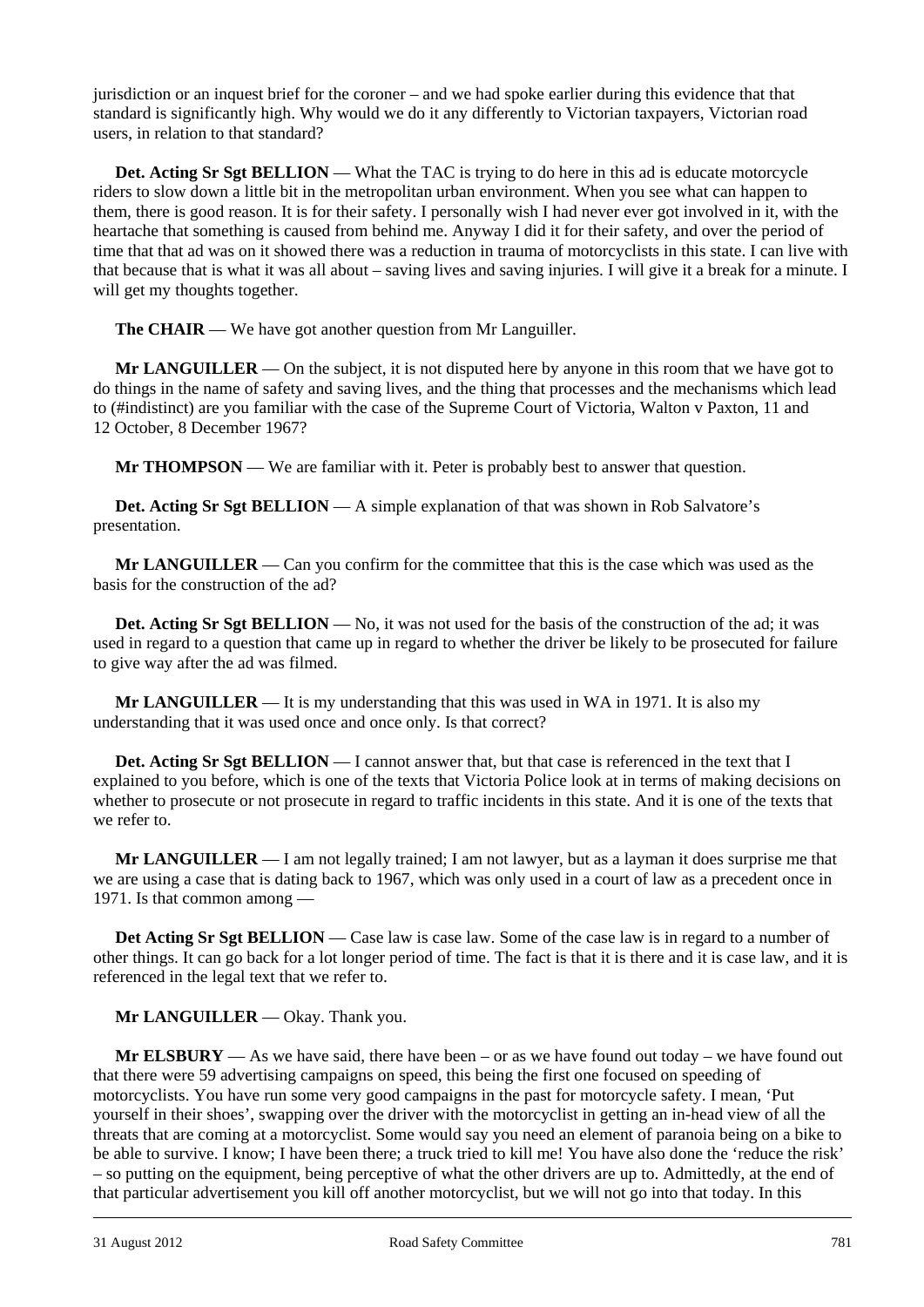jurisdiction or an inquest brief for the coroner – and we had spoke earlier during this evidence that that standard is significantly high. Why would we do it any differently to Victorian taxpayers, Victorian road users, in relation to that standard?

**Det. Acting Sr Sgt BELLION** — What the TAC is trying to do here in this ad is educate motorcycle riders to slow down a little bit in the metropolitan urban environment. When you see what can happen to them, there is good reason. It is for their safety. I personally wish I had never ever got involved in it, with the heartache that something is caused from behind me. Anyway I did it for their safety, and over the period of time that that ad was on it showed there was a reduction in trauma of motorcyclists in this state. I can live with that because that is what it was all about – saving lives and saving injuries. I will give it a break for a minute. I will get my thoughts together.

**The CHAIR** — We have got another question from Mr Languiller.

**Mr LANGUILLER** — On the subject, it is not disputed here by anyone in this room that we have got to do things in the name of safety and saving lives, and the thing that processes and the mechanisms which lead to (#indistinct) are you familiar with the case of the Supreme Court of Victoria, Walton v Paxton, 11 and 12 October, 8 December 1967?

**Mr THOMPSON** — We are familiar with it. Peter is probably best to answer that question.

**Det. Acting Sr Sgt BELLION** — A simple explanation of that was shown in Rob Salvatore's presentation.

**Mr LANGUILLER** — Can you confirm for the committee that this is the case which was used as the basis for the construction of the ad?

**Det. Acting Sr Sgt BELLION** — No, it was not used for the basis of the construction of the ad; it was used in regard to a question that came up in regard to whether the driver be likely to be prosecuted for failure to give way after the ad was filmed.

**Mr LANGUILLER** — It is my understanding that this was used in WA in 1971. It is also my understanding that it was used once and once only. Is that correct?

**Det. Acting Sr Sgt BELLION** — I cannot answer that, but that case is referenced in the text that I explained to you before, which is one of the texts that Victoria Police look at in terms of making decisions on whether to prosecute or not prosecute in regard to traffic incidents in this state. And it is one of the texts that we refer to.

**Mr LANGUILLER** — I am not legally trained; I am not lawyer, but as a layman it does surprise me that we are using a case that is dating back to 1967, which was only used in a court of law as a precedent once in 1971. Is that common among —

**Det Acting Sr Sgt BELLION** — Case law is case law. Some of the case law is in regard to a number of other things. It can go back for a lot longer period of time. The fact is that it is there and it is case law, and it is referenced in the legal text that we refer to.

**Mr LANGUILLER** — Okay. Thank you.

**Mr ELSBURY** — As we have said, there have been – or as we have found out today – we have found out that there were 59 advertising campaigns on speed, this being the first one focused on speeding of motorcyclists. You have run some very good campaigns in the past for motorcycle safety. I mean, 'Put yourself in their shoes', swapping over the driver with the motorcyclist in getting an in-head view of all the threats that are coming at a motorcyclist. Some would say you need an element of paranoia being on a bike to be able to survive. I know; I have been there; a truck tried to kill me! You have also done the 'reduce the risk' – so putting on the equipment, being perceptive of what the other drivers are up to. Admittedly, at the end of that particular advertisement you kill off another motorcyclist, but we will not go into that today. In this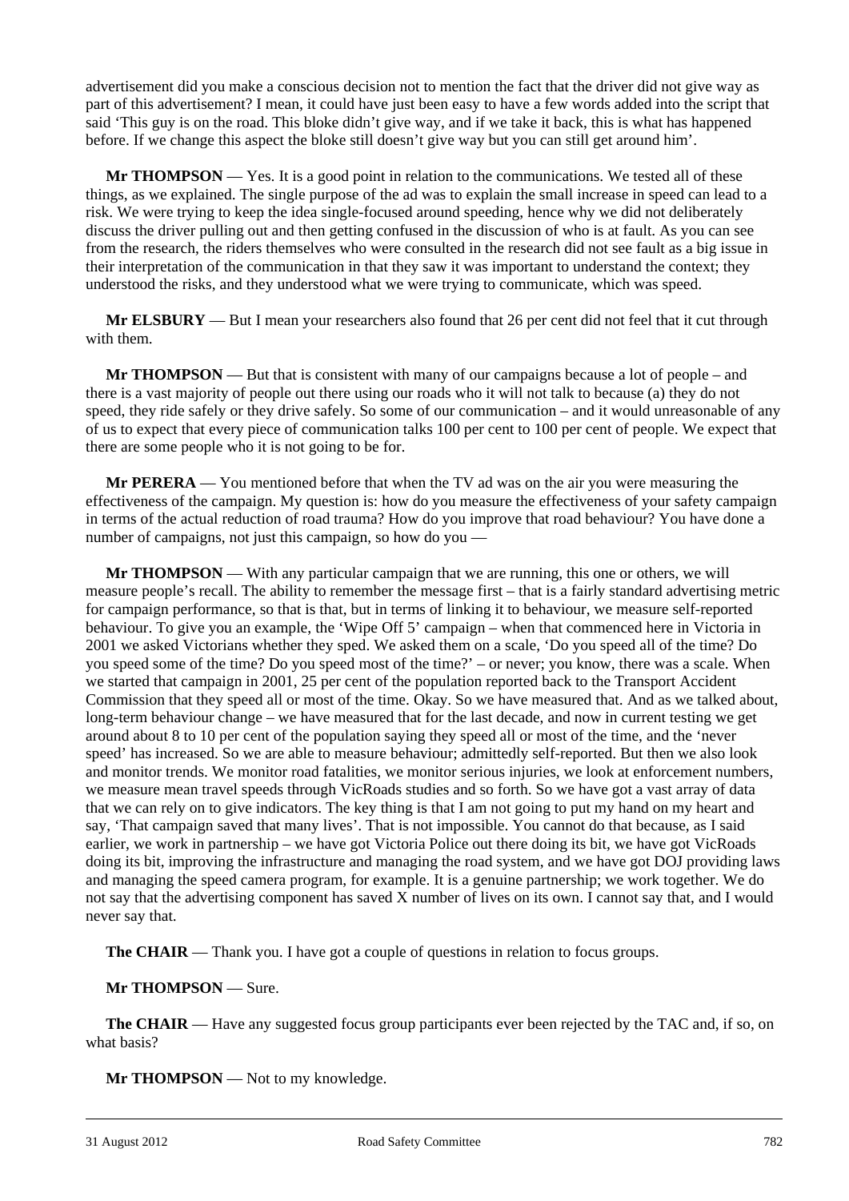advertisement did you make a conscious decision not to mention the fact that the driver did not give way as part of this advertisement? I mean, it could have just been easy to have a few words added into the script that said 'This guy is on the road. This bloke didn't give way, and if we take it back, this is what has happened before. If we change this aspect the bloke still doesn't give way but you can still get around him'.

**Mr THOMPSON** — Yes. It is a good point in relation to the communications. We tested all of these things, as we explained. The single purpose of the ad was to explain the small increase in speed can lead to a risk. We were trying to keep the idea single-focused around speeding, hence why we did not deliberately discuss the driver pulling out and then getting confused in the discussion of who is at fault. As you can see from the research, the riders themselves who were consulted in the research did not see fault as a big issue in their interpretation of the communication in that they saw it was important to understand the context; they understood the risks, and they understood what we were trying to communicate, which was speed.

**Mr ELSBURY** — But I mean your researchers also found that 26 per cent did not feel that it cut through with them.

**Mr THOMPSON** — But that is consistent with many of our campaigns because a lot of people – and there is a vast majority of people out there using our roads who it will not talk to because (a) they do not speed, they ride safely or they drive safely. So some of our communication – and it would unreasonable of any of us to expect that every piece of communication talks 100 per cent to 100 per cent of people. We expect that there are some people who it is not going to be for.

**Mr PERERA** — You mentioned before that when the TV ad was on the air you were measuring the effectiveness of the campaign. My question is: how do you measure the effectiveness of your safety campaign in terms of the actual reduction of road trauma? How do you improve that road behaviour? You have done a number of campaigns, not just this campaign, so how do you —

**Mr THOMPSON** — With any particular campaign that we are running, this one or others, we will measure people's recall. The ability to remember the message first – that is a fairly standard advertising metric for campaign performance, so that is that, but in terms of linking it to behaviour, we measure self-reported behaviour. To give you an example, the 'Wipe Off 5' campaign – when that commenced here in Victoria in 2001 we asked Victorians whether they sped. We asked them on a scale, 'Do you speed all of the time? Do you speed some of the time? Do you speed most of the time?' – or never; you know, there was a scale. When we started that campaign in 2001, 25 per cent of the population reported back to the Transport Accident Commission that they speed all or most of the time. Okay. So we have measured that. And as we talked about, long-term behaviour change – we have measured that for the last decade, and now in current testing we get around about 8 to 10 per cent of the population saying they speed all or most of the time, and the 'never speed' has increased. So we are able to measure behaviour; admittedly self-reported. But then we also look and monitor trends. We monitor road fatalities, we monitor serious injuries, we look at enforcement numbers, we measure mean travel speeds through VicRoads studies and so forth. So we have got a vast array of data that we can rely on to give indicators. The key thing is that I am not going to put my hand on my heart and say, 'That campaign saved that many lives'. That is not impossible. You cannot do that because, as I said earlier, we work in partnership – we have got Victoria Police out there doing its bit, we have got VicRoads doing its bit, improving the infrastructure and managing the road system, and we have got DOJ providing laws and managing the speed camera program, for example. It is a genuine partnership; we work together. We do not say that the advertising component has saved X number of lives on its own. I cannot say that, and I would never say that.

**The CHAIR** — Thank you. I have got a couple of questions in relation to focus groups.

**Mr THOMPSON** — Sure.

**The CHAIR** — Have any suggested focus group participants ever been rejected by the TAC and, if so, on what basis?

**Mr THOMPSON** — Not to my knowledge.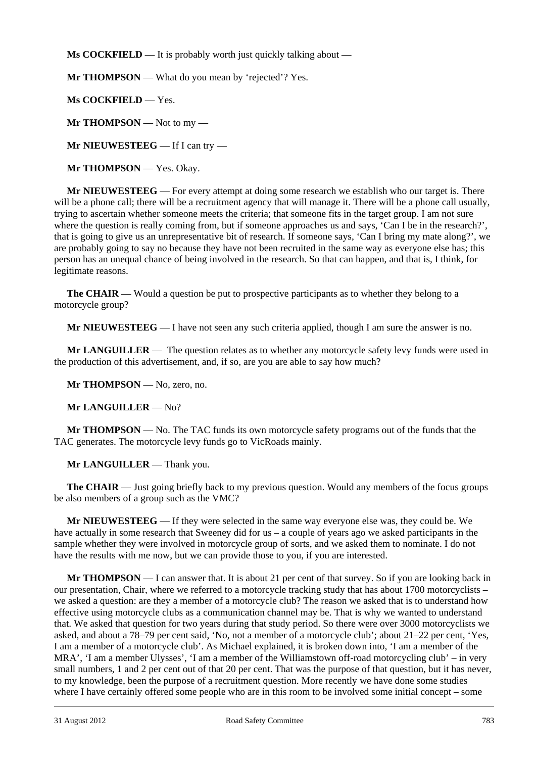**Ms COCKFIELD** — It is probably worth just quickly talking about —

**Mr THOMPSON** — What do you mean by 'rejected'? Yes.

**Ms COCKFIELD** — Yes.

**Mr THOMPSON** — Not to my —

**Mr NIEUWESTEEG** — If I can try —

**Mr THOMPSON** — Yes. Okay.

**Mr NIEUWESTEEG** — For every attempt at doing some research we establish who our target is. There will be a phone call; there will be a recruitment agency that will manage it. There will be a phone call usually, trying to ascertain whether someone meets the criteria; that someone fits in the target group. I am not sure where the question is really coming from, but if someone approaches us and says, 'Can I be in the research?', that is going to give us an unrepresentative bit of research. If someone says, 'Can I bring my mate along?', we are probably going to say no because they have not been recruited in the same way as everyone else has; this person has an unequal chance of being involved in the research. So that can happen, and that is, I think, for legitimate reasons.

**The CHAIR** — Would a question be put to prospective participants as to whether they belong to a motorcycle group?

**Mr NIEUWESTEEG** — I have not seen any such criteria applied, though I am sure the answer is no.

**Mr LANGUILLER** — The question relates as to whether any motorcycle safety levy funds were used in the production of this advertisement, and, if so, are you are able to say how much?

**Mr THOMPSON** — No, zero, no.

**Mr LANGUILLER** — No?

**Mr THOMPSON** — No. The TAC funds its own motorcycle safety programs out of the funds that the TAC generates. The motorcycle levy funds go to VicRoads mainly.

**Mr LANGUILLER** — Thank you.

**The CHAIR** — Just going briefly back to my previous question. Would any members of the focus groups be also members of a group such as the VMC?

**Mr NIEUWESTEEG** — If they were selected in the same way everyone else was, they could be. We have actually in some research that Sweeney did for us – a couple of years ago we asked participants in the sample whether they were involved in motorcycle group of sorts, and we asked them to nominate. I do not have the results with me now, but we can provide those to you, if you are interested.

**Mr THOMPSON** — I can answer that. It is about 21 per cent of that survey. So if you are looking back in our presentation, Chair, where we referred to a motorcycle tracking study that has about 1700 motorcyclists – we asked a question: are they a member of a motorcycle club? The reason we asked that is to understand how effective using motorcycle clubs as a communication channel may be. That is why we wanted to understand that. We asked that question for two years during that study period. So there were over 3000 motorcyclists we asked, and about a 78–79 per cent said, 'No, not a member of a motorcycle club'; about 21–22 per cent, 'Yes, I am a member of a motorcycle club'. As Michael explained, it is broken down into, 'I am a member of the MRA', 'I am a member Ulysses', 'I am a member of the Williamstown off-road motorcycling club' – in very small numbers, 1 and 2 per cent out of that 20 per cent. That was the purpose of that question, but it has never, to my knowledge, been the purpose of a recruitment question. More recently we have done some studies where I have certainly offered some people who are in this room to be involved some initial concept – some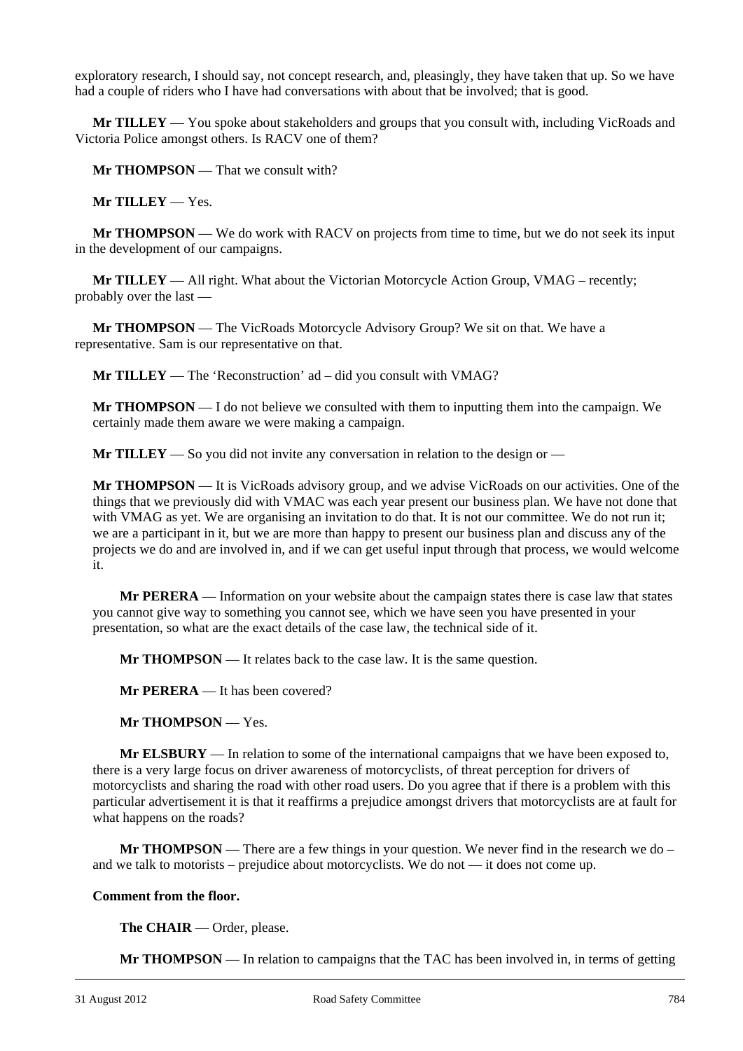exploratory research, I should say, not concept research, and, pleasingly, they have taken that up. So we have had a couple of riders who I have had conversations with about that be involved; that is good.

**Mr TILLEY** — You spoke about stakeholders and groups that you consult with, including VicRoads and Victoria Police amongst others. Is RACV one of them?

**Mr THOMPSON** — That we consult with?

**Mr TILLEY** — Yes.

**Mr THOMPSON** — We do work with RACV on projects from time to time, but we do not seek its input in the development of our campaigns.

**Mr TILLEY** — All right. What about the Victorian Motorcycle Action Group, VMAG – recently; probably over the last —

**Mr THOMPSON** — The VicRoads Motorcycle Advisory Group? We sit on that. We have a representative. Sam is our representative on that.

**Mr TILLEY** — The 'Reconstruction' ad – did you consult with VMAG?

**Mr THOMPSON** — I do not believe we consulted with them to inputting them into the campaign. We certainly made them aware we were making a campaign.

**Mr TILLEY** — So you did not invite any conversation in relation to the design or —

**Mr THOMPSON** — It is VicRoads advisory group, and we advise VicRoads on our activities. One of the things that we previously did with VMAC was each year present our business plan. We have not done that with VMAG as yet. We are organising an invitation to do that. It is not our committee. We do not run it; we are a participant in it, but we are more than happy to present our business plan and discuss any of the projects we do and are involved in, and if we can get useful input through that process, we would welcome it.

**Mr PERERA** — Information on your website about the campaign states there is case law that states you cannot give way to something you cannot see, which we have seen you have presented in your presentation, so what are the exact details of the case law, the technical side of it.

**Mr THOMPSON** — It relates back to the case law. It is the same question.

**Mr PERERA** — It has been covered?

**Mr THOMPSON** — Yes.

**Mr ELSBURY** — In relation to some of the international campaigns that we have been exposed to, there is a very large focus on driver awareness of motorcyclists, of threat perception for drivers of motorcyclists and sharing the road with other road users. Do you agree that if there is a problem with this particular advertisement it is that it reaffirms a prejudice amongst drivers that motorcyclists are at fault for what happens on the roads?

**Mr THOMPSON** — There are a few things in your question. We never find in the research we do – and we talk to motorists – prejudice about motorcyclists. We do not — it does not come up.

**Comment from the floor.**

**The CHAIR** — Order, please.

**Mr THOMPSON** — In relation to campaigns that the TAC has been involved in, in terms of getting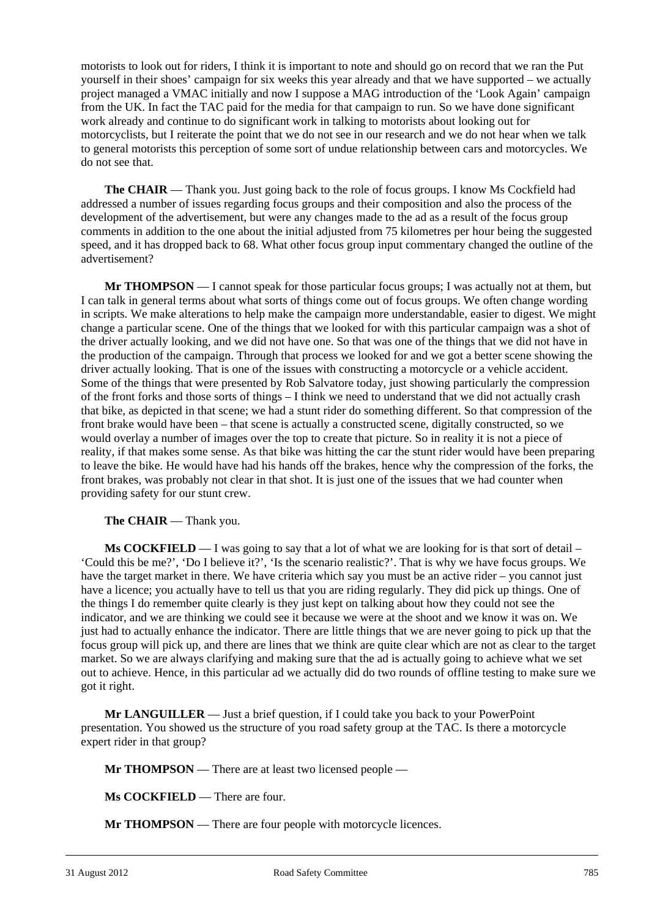motorists to look out for riders, I think it is important to note and should go on record that we ran the Put yourself in their shoes' campaign for six weeks this year already and that we have supported – we actually project managed a VMAC initially and now I suppose a MAG introduction of the 'Look Again' campaign from the UK. In fact the TAC paid for the media for that campaign to run. So we have done significant work already and continue to do significant work in talking to motorists about looking out for motorcyclists, but I reiterate the point that we do not see in our research and we do not hear when we talk to general motorists this perception of some sort of undue relationship between cars and motorcycles. We do not see that.

**The CHAIR** — Thank you. Just going back to the role of focus groups. I know Ms Cockfield had addressed a number of issues regarding focus groups and their composition and also the process of the development of the advertisement, but were any changes made to the ad as a result of the focus group comments in addition to the one about the initial adjusted from 75 kilometres per hour being the suggested speed, and it has dropped back to 68. What other focus group input commentary changed the outline of the advertisement?

**Mr THOMPSON** — I cannot speak for those particular focus groups; I was actually not at them, but I can talk in general terms about what sorts of things come out of focus groups. We often change wording in scripts. We make alterations to help make the campaign more understandable, easier to digest. We might change a particular scene. One of the things that we looked for with this particular campaign was a shot of the driver actually looking, and we did not have one. So that was one of the things that we did not have in the production of the campaign. Through that process we looked for and we got a better scene showing the driver actually looking. That is one of the issues with constructing a motorcycle or a vehicle accident. Some of the things that were presented by Rob Salvatore today, just showing particularly the compression of the front forks and those sorts of things – I think we need to understand that we did not actually crash that bike, as depicted in that scene; we had a stunt rider do something different. So that compression of the front brake would have been – that scene is actually a constructed scene, digitally constructed, so we would overlay a number of images over the top to create that picture. So in reality it is not a piece of reality, if that makes some sense. As that bike was hitting the car the stunt rider would have been preparing to leave the bike. He would have had his hands off the brakes, hence why the compression of the forks, the front brakes, was probably not clear in that shot. It is just one of the issues that we had counter when providing safety for our stunt crew.

**The CHAIR** — Thank you.

**Ms COCKFIELD** — I was going to say that a lot of what we are looking for is that sort of detail – 'Could this be me?', 'Do I believe it?', 'Is the scenario realistic?'. That is why we have focus groups. We have the target market in there. We have criteria which say you must be an active rider – you cannot just have a licence; you actually have to tell us that you are riding regularly. They did pick up things. One of the things I do remember quite clearly is they just kept on talking about how they could not see the indicator, and we are thinking we could see it because we were at the shoot and we know it was on. We just had to actually enhance the indicator. There are little things that we are never going to pick up that the focus group will pick up, and there are lines that we think are quite clear which are not as clear to the target market. So we are always clarifying and making sure that the ad is actually going to achieve what we set out to achieve. Hence, in this particular ad we actually did do two rounds of offline testing to make sure we got it right.

**Mr LANGUILLER** — Just a brief question, if I could take you back to your PowerPoint presentation. You showed us the structure of you road safety group at the TAC. Is there a motorcycle expert rider in that group?

**Mr THOMPSON** — There are at least two licensed people —

**Ms COCKFIELD** — There are four.

**Mr THOMPSON** — There are four people with motorcycle licences.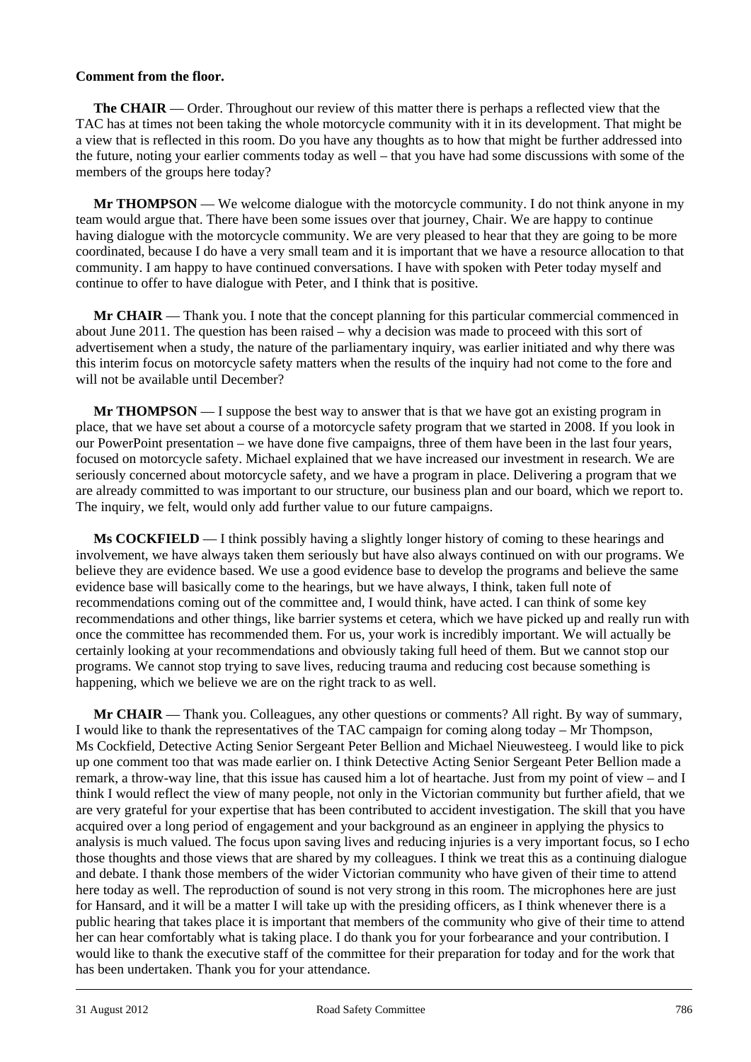**Comment from the floor.**

**The CHAIR** — Order. Throughout our review of this matter there is perhaps a reflected view that the TAC has at times not been taking the whole motorcycle community with it in its development. That might be a view that is reflected in this room. Do you have any thoughts as to how that might be further addressed into the future, noting your earlier comments today as well – that you have had some discussions with some of the members of the groups here today?

**Mr THOMPSON** — We welcome dialogue with the motorcycle community. I do not think anyone in my team would argue that. There have been some issues over that journey, Chair. We are happy to continue having dialogue with the motorcycle community. We are very pleased to hear that they are going to be more coordinated, because I do have a very small team and it is important that we have a resource allocation to that community. I am happy to have continued conversations. I have with spoken with Peter today myself and continue to offer to have dialogue with Peter, and I think that is positive.

**Mr CHAIR** — Thank you. I note that the concept planning for this particular commercial commenced in about June 2011. The question has been raised – why a decision was made to proceed with this sort of advertisement when a study, the nature of the parliamentary inquiry, was earlier initiated and why there was this interim focus on motorcycle safety matters when the results of the inquiry had not come to the fore and will not be available until December?

**Mr THOMPSON** — I suppose the best way to answer that is that we have got an existing program in place, that we have set about a course of a motorcycle safety program that we started in 2008. If you look in our PowerPoint presentation – we have done five campaigns, three of them have been in the last four years, focused on motorcycle safety. Michael explained that we have increased our investment in research. We are seriously concerned about motorcycle safety, and we have a program in place. Delivering a program that we are already committed to was important to our structure, our business plan and our board, which we report to. The inquiry, we felt, would only add further value to our future campaigns.

**Ms COCKFIELD** — I think possibly having a slightly longer history of coming to these hearings and involvement, we have always taken them seriously but have also always continued on with our programs. We believe they are evidence based. We use a good evidence base to develop the programs and believe the same evidence base will basically come to the hearings, but we have always, I think, taken full note of recommendations coming out of the committee and, I would think, have acted. I can think of some key recommendations and other things, like barrier systems et cetera, which we have picked up and really run with once the committee has recommended them. For us, your work is incredibly important. We will actually be certainly looking at your recommendations and obviously taking full heed of them. But we cannot stop our programs. We cannot stop trying to save lives, reducing trauma and reducing cost because something is happening, which we believe we are on the right track to as well.

**Mr CHAIR** — Thank you. Colleagues, any other questions or comments? All right. By way of summary, I would like to thank the representatives of the TAC campaign for coming along today – Mr Thompson, Ms Cockfield, Detective Acting Senior Sergeant Peter Bellion and Michael Nieuwesteeg. I would like to pick up one comment too that was made earlier on. I think Detective Acting Senior Sergeant Peter Bellion made a remark, a throw-way line, that this issue has caused him a lot of heartache. Just from my point of view – and I think I would reflect the view of many people, not only in the Victorian community but further afield, that we are very grateful for your expertise that has been contributed to accident investigation. The skill that you have acquired over a long period of engagement and your background as an engineer in applying the physics to analysis is much valued. The focus upon saving lives and reducing injuries is a very important focus, so I echo those thoughts and those views that are shared by my colleagues. I think we treat this as a continuing dialogue and debate. I thank those members of the wider Victorian community who have given of their time to attend here today as well. The reproduction of sound is not very strong in this room. The microphones here are just for Hansard, and it will be a matter I will take up with the presiding officers, as I think whenever there is a public hearing that takes place it is important that members of the community who give of their time to attend her can hear comfortably what is taking place. I do thank you for your forbearance and your contribution. I would like to thank the executive staff of the committee for their preparation for today and for the work that has been undertaken. Thank you for your attendance.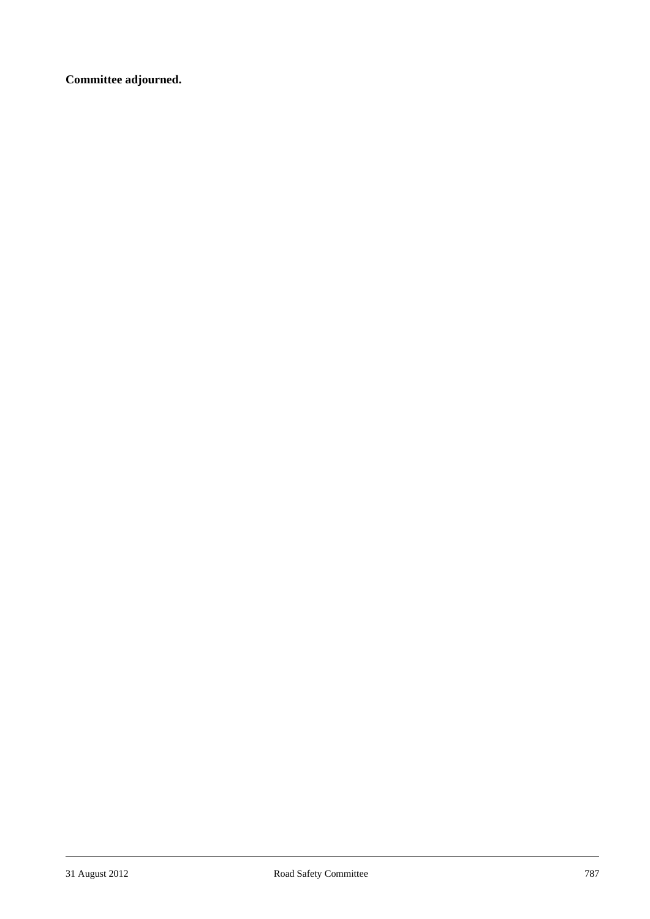**Committee adjourned.**